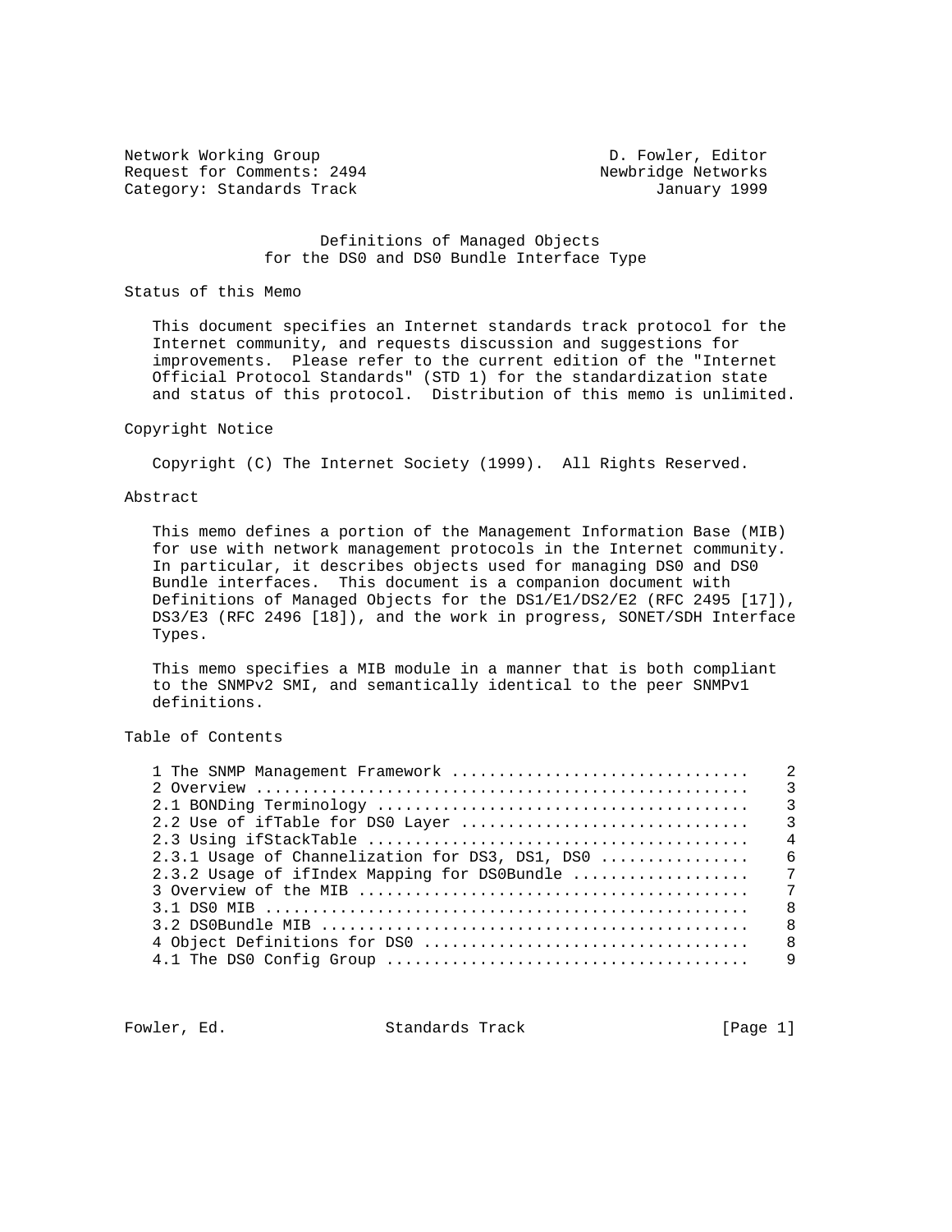Network Working Group D. Fowler, Editor
Request for Comments: 2494 Newbridge Networks
Category: Standards Track January 1999

# Definitions of Managed Objects for the DS0 and DS0 Bundle Interface Type

## Status of this Memo

This document specifies an Internet standards track protocol for the Internet community, and requests discussion and suggestions for improvements. Please refer to the current edition of the "Internet Official Protocol Standards" (STD 1) for the standardization state and status of this protocol. Distribution of this memo is unlimited.

## Copyright Notice

Copyright (C) The Internet Society (1999). All Rights Reserved.

## Abstract

This memo defines a portion of the Management Information Base (MIB) for use with network management protocols in the Internet community. In particular, it describes objects used for managing DS0 and DS0 Bundle interfaces. This document is a companion document with Definitions of Managed Objects for the DS1/E1/DS2/E2 (RFC 2495 [17]), DS3/E3 (RFC 2496 [18]), and the work in progress, SONET/SDH Interface Types.

This memo specifies a MIB module in a manner that is both compliant to the SNMPv2 SMI, and semantically identical to the peer SNMPv1 definitions.

## Table of Contents

```
1 The SNMP Management Framework ...............................    2
2 Overview ....................................................    3
2.1 BONDing Terminology .......................................    3
2.2 Use of ifTable for DS0 Layer ..............................    3
2.3 Using ifStackTable ........................................    4
2.3.1 Usage of Channelization for DS3, DS1, DS0 ...............    6
2.3.2 Usage of ifIndex Mapping for DS0Bundle ..................    7
3 Overview of the MIB .........................................    7
3.1 DS0 MIB ...................................................    8
3.2 DS0Bundle MIB .............................................    8
4 Object Definitions for DS0 ..................................    8
4.1 The DS0 Config Group ......................................    9
```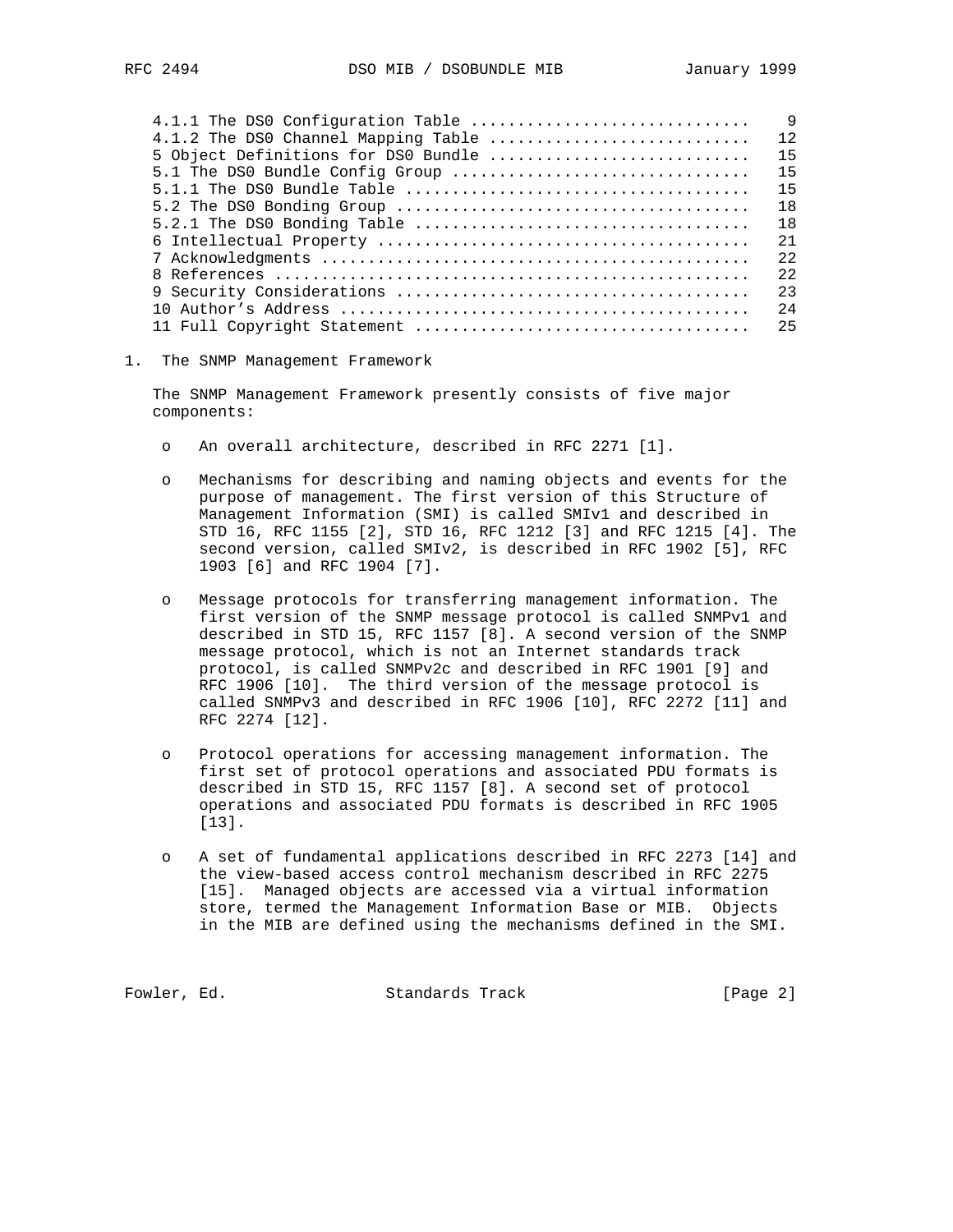4.1.1 The DS0 Configuration Table ............................. 9
4.1.2 The DS0 Channel Mapping Table ........................... 12
5 Object Definitions for DS0 Bundle ........................... 15
5.1 The DS0 Bundle Config Group ............................... 15
5.1.1 The DS0 Bundle Table .................................... 15
5.2 The DS0 Bonding Group ..................................... 18
5.2.1 The DS0 Bonding Table ................................... 18
6 Intellectual Property ....................................... 21
7 Acknowledgments ............................................. 22
8 References .................................................. 22
9 Security Considerations ..................................... 23
10 Author's Address ........................................... 24
11 Full Copyright Statement ................................... 25

# 1. The SNMP Management Framework

The SNMP Management Framework presently consists of five major components:

- An overall architecture, described in RFC 2271 [1].

- Mechanisms for describing and naming objects and events for the purpose of management. The first version of this Structure of Management Information (SMI) is called SMIv1 and described in STD 16, RFC 1155 [2], STD 16, RFC 1212 [3] and RFC 1215 [4]. The second version, called SMIv2, is described in RFC 1902 [5], RFC 1903 [6] and RFC 1904 [7].

- Message protocols for transferring management information. The first version of the SNMP message protocol is called SNMPv1 and described in STD 15, RFC 1157 [8]. A second version of the SNMP message protocol, which is not an Internet standards track protocol, is called SNMPv2c and described in RFC 1901 [9] and RFC 1906 [10]. The third version of the message protocol is called SNMPv3 and described in RFC 1906 [10], RFC 2272 [11] and RFC 2274 [12].

- Protocol operations for accessing management information. The first set of protocol operations and associated PDU formats is described in STD 15, RFC 1157 [8]. A second set of protocol operations and associated PDU formats is described in RFC 1905 [13].

- A set of fundamental applications described in RFC 2273 [14] and the view-based access control mechanism described in RFC 2275 [15]. Managed objects are accessed via a virtual information store, termed the Management Information Base or MIB. Objects in the MIB are defined using the mechanisms defined in the SMI.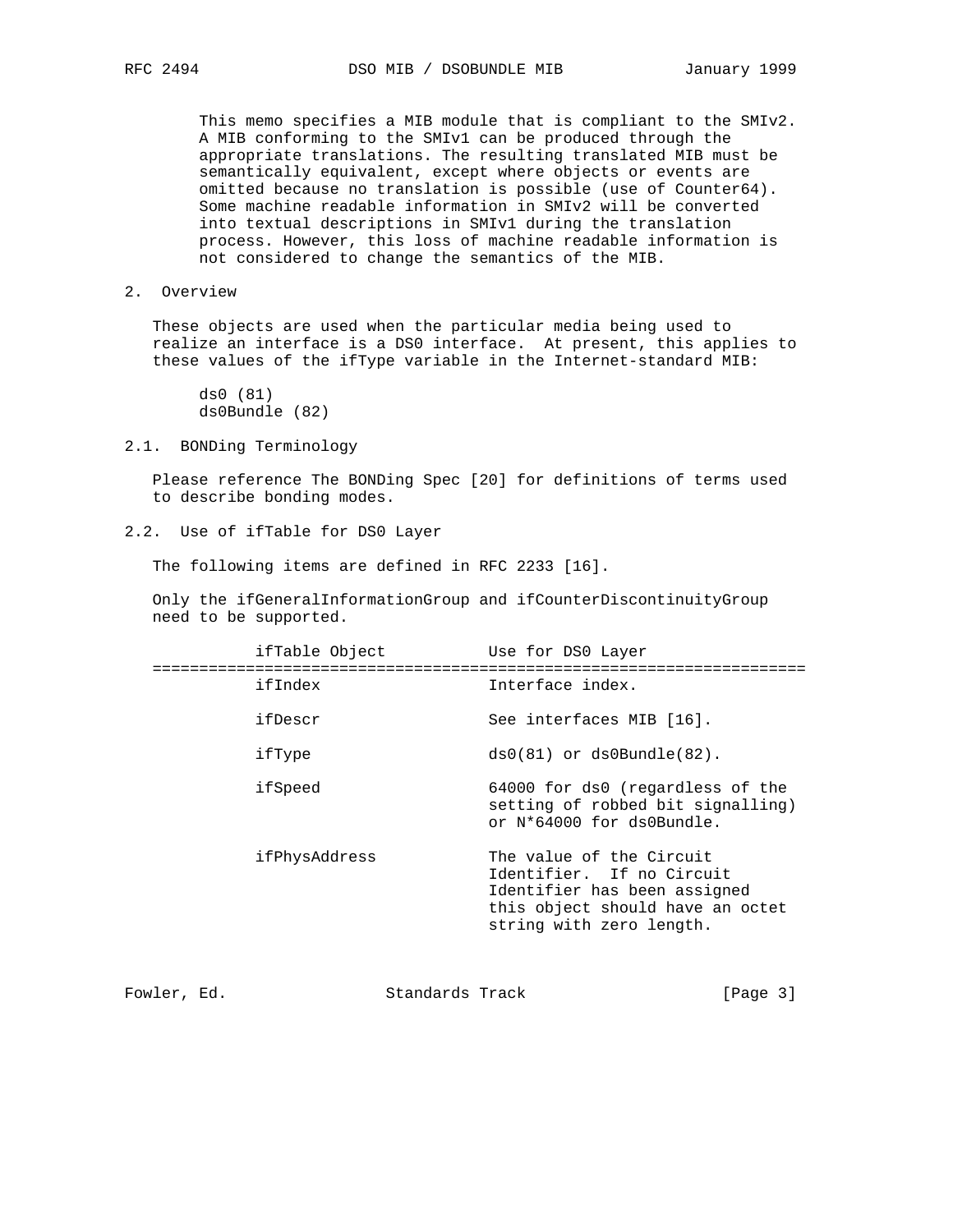This memo specifies a MIB module that is compliant to the SMIv2. A MIB conforming to the SMIv1 can be produced through the appropriate translations. The resulting translated MIB must be semantically equivalent, except where objects or events are omitted because no translation is possible (use of Counter64). Some machine readable information in SMIv2 will be converted into textual descriptions in SMIv1 during the translation process. However, this loss of machine readable information is not considered to change the semantics of the MIB.

## 2. Overview

These objects are used when the particular media being used to realize an interface is a DS0 interface. At present, this applies to these values of the ifType variable in the Internet-standard MIB:

ds0 (81)
ds0Bundle (82)

### 2.1. BONDing Terminology

Please reference The BONDing Spec [20] for definitions of terms used to describe bonding modes.

### 2.2. Use of ifTable for DS0 Layer

The following items are defined in RFC 2233 [16].

Only the ifGeneralInformationGroup and ifCounterDiscontinuityGroup need to be supported.

| ifTable Object | Use for DS0 Layer |
| --- | --- |
| ifIndex | Interface index. |
| ifDescr | See interfaces MIB [16]. |
| ifType | ds0(81) or ds0Bundle(82). |
| ifSpeed | 64000 for ds0 (regardless of the setting of robbed bit signalling) or N*64000 for ds0Bundle. |
| ifPhysAddress | The value of the Circuit Identifier. If no Circuit Identifier has been assigned this object should have an octet string with zero length. |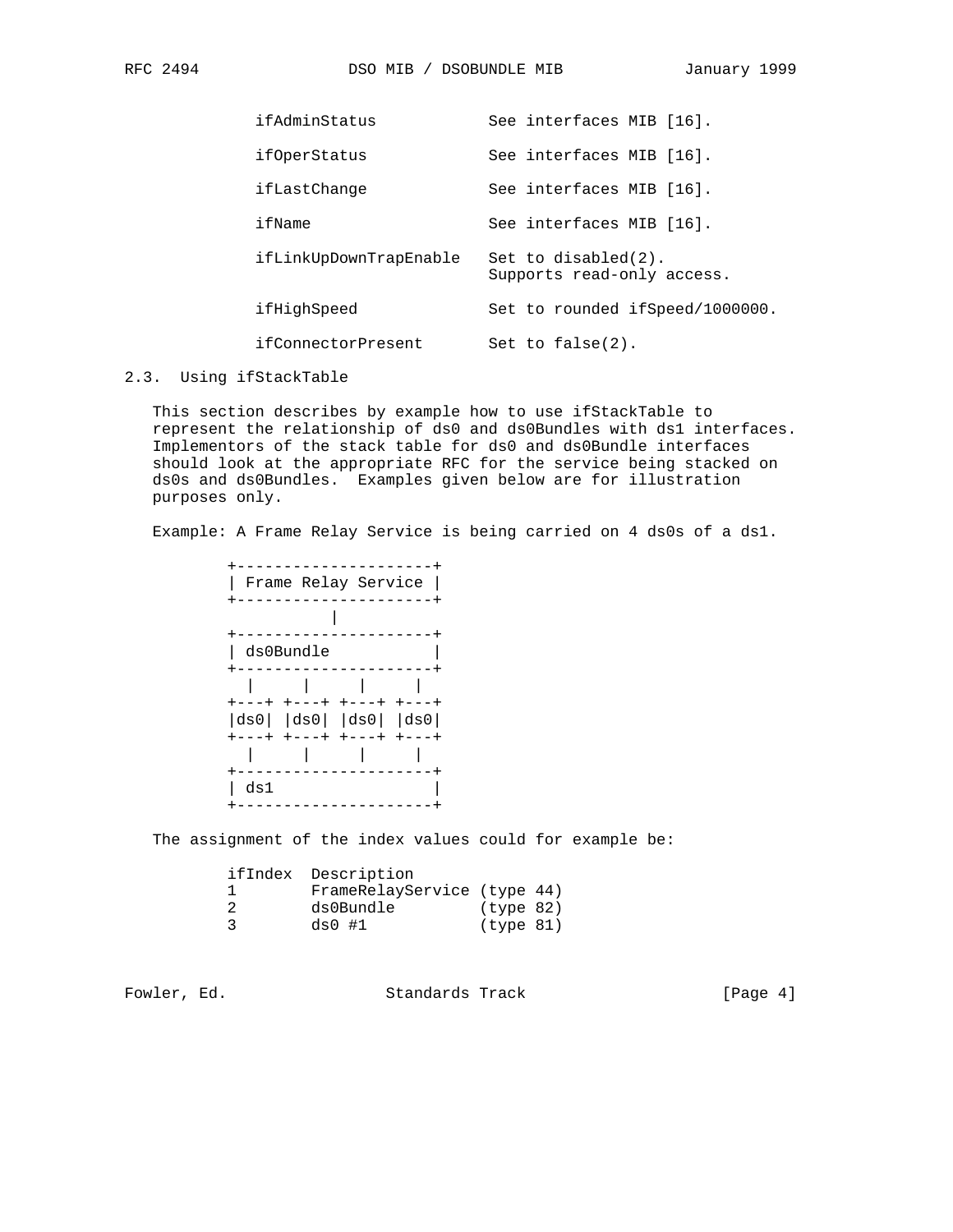| | |
|---|---|
| ifAdminStatus | See interfaces MIB [16]. |
| ifOperStatus | See interfaces MIB [16]. |
| ifLastChange | See interfaces MIB [16]. |
| ifName | See interfaces MIB [16]. |
| ifLinkUpDownTrapEnable | Set to disabled(2). Supports read-only access. |
| ifHighSpeed | Set to rounded ifSpeed/1000000. |
| ifConnectorPresent | Set to false(2). |

## 2.3. Using ifStackTable

This section describes by example how to use ifStackTable to represent the relationship of ds0 and ds0Bundles with ds1 interfaces. Implementors of the stack table for ds0 and ds0Bundle interfaces should look at the appropriate RFC for the service being stacked on ds0s and ds0Bundles. Examples given below are for illustration purposes only.

Example: A Frame Relay Service is being carried on 4 ds0s of a ds1.

```
+---------------------+
| Frame Relay Service |
+---------------------+
           |
+---------------------+
| ds0Bundle           |
+---------------------+
  |     |     |     |
+---+ +---+ +---+ +---+
|ds0| |ds0| |ds0| |ds0|
+---+ +---+ +---+ +---+
  |     |     |     |
+---------------------+
| ds1                 |
+---------------------+
```

The assignment of the index values could for example be:

```
ifIndex  Description
1        FrameRelayService (type 44)
2        ds0Bundle         (type 82)
3        ds0 #1            (type 81)
```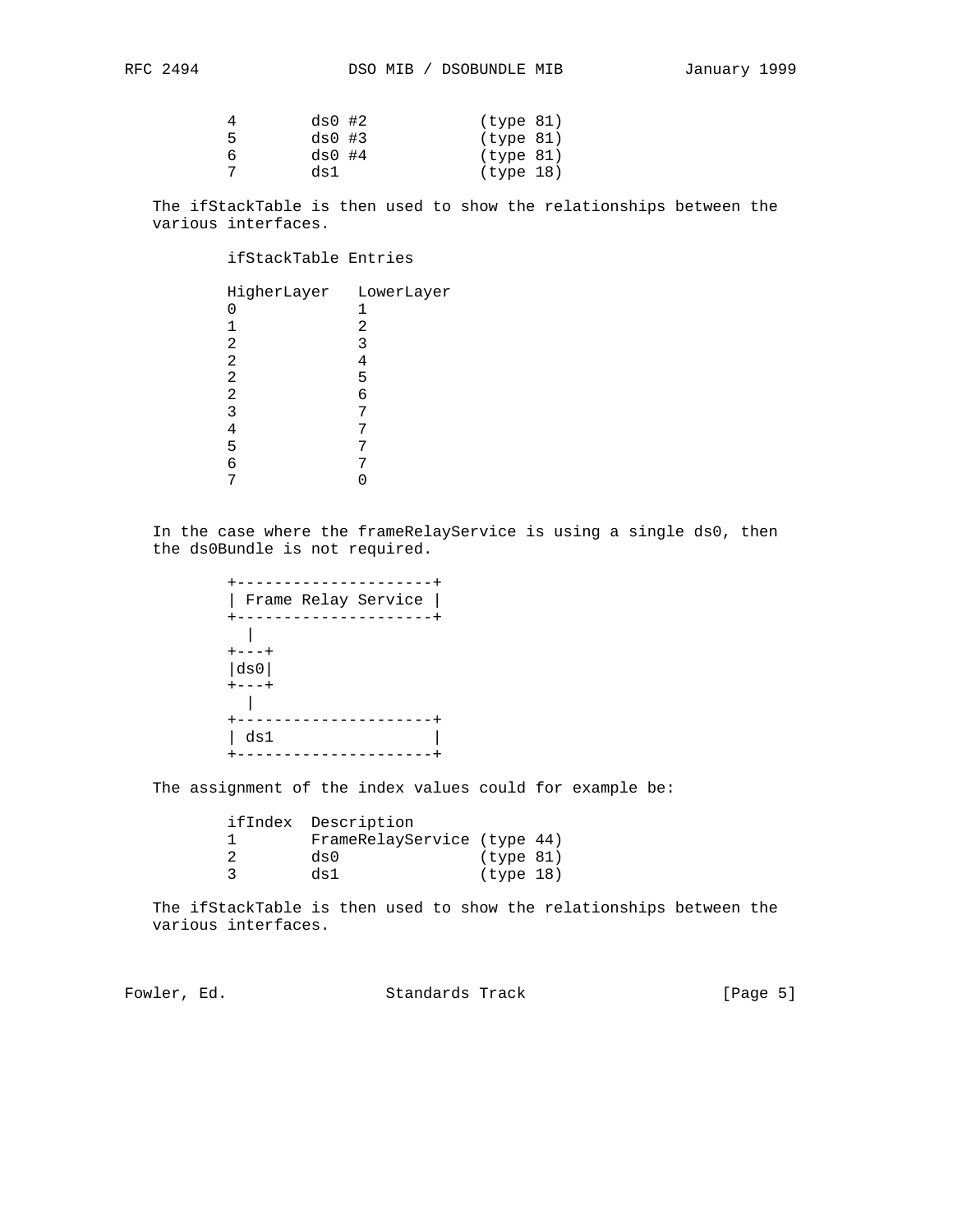```
        4        ds0 #2            (type 81)
        5        ds0 #3            (type 81)
        6        ds0 #4            (type 81)
        7        ds1               (type 18)
```

The ifStackTable is then used to show the relationships between the various interfaces.

```
        ifStackTable Entries

        HigherLayer   LowerLayer
        0             1
        1             2
        2             3
        2             4
        2             5
        2             6
        3             7
        4             7
        5             7
        6             7
        7             0
```

In the case where the frameRelayService is using a single ds0, then the ds0Bundle is not required.

```
        +---------------------+
        | Frame Relay Service |
        +---------------------+
          |
        +---+
        |ds0|
        +---+
          |
        +---------------------+
        | ds1                 |
        +---------------------+
```

The assignment of the index values could for example be:

```
        ifIndex  Description
        1        FrameRelayService (type 44)
        2        ds0               (type 81)
        3        ds1               (type 18)
```

The ifStackTable is then used to show the relationships between the various interfaces.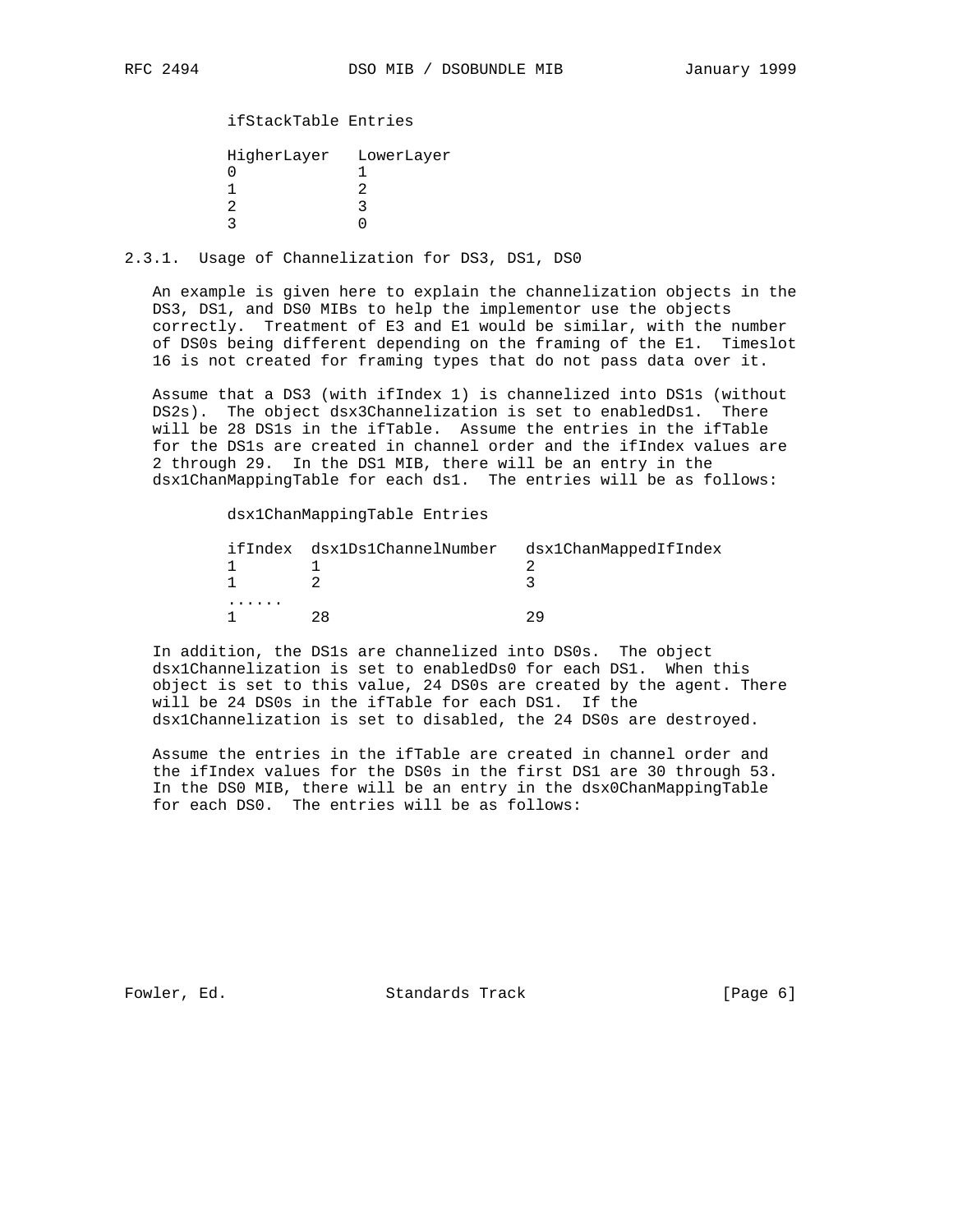ifStackTable Entries

| HigherLayer | LowerLayer |
| --- | --- |
| 0 | 1 |
| 1 | 2 |
| 2 | 3 |
| 3 | 0 |

### 2.3.1. Usage of Channelization for DS3, DS1, DS0

An example is given here to explain the channelization objects in the DS3, DS1, and DS0 MIBs to help the implementor use the objects correctly. Treatment of E3 and E1 would be similar, with the number of DS0s being different depending on the framing of the E1. Timeslot 16 is not created for framing types that do not pass data over it.

Assume that a DS3 (with ifIndex 1) is channelized into DS1s (without DS2s). The object dsx3Channelization is set to enabledDs1. There will be 28 DS1s in the ifTable. Assume the entries in the ifTable for the DS1s are created in channel order and the ifIndex values are 2 through 29. In the DS1 MIB, there will be an entry in the dsx1ChanMappingTable for each ds1. The entries will be as follows:

dsx1ChanMappingTable Entries

| ifIndex | dsx1Ds1ChannelNumber | dsx1ChanMappedIfIndex |
| --- | --- | --- |
| 1 | 1 | 2 |
| 1 | 2 | 3 |
| ...... | | |
| 1 | 28 | 29 |

In addition, the DS1s are channelized into DS0s. The object dsx1Channelization is set to enabledDs0 for each DS1. When this object is set to this value, 24 DS0s are created by the agent. There will be 24 DS0s in the ifTable for each DS1. If the dsx1Channelization is set to disabled, the 24 DS0s are destroyed.

Assume the entries in the ifTable are created in channel order and the ifIndex values for the DS0s in the first DS1 are 30 through 53. In the DS0 MIB, there will be an entry in the dsx0ChanMappingTable for each DS0. The entries will be as follows: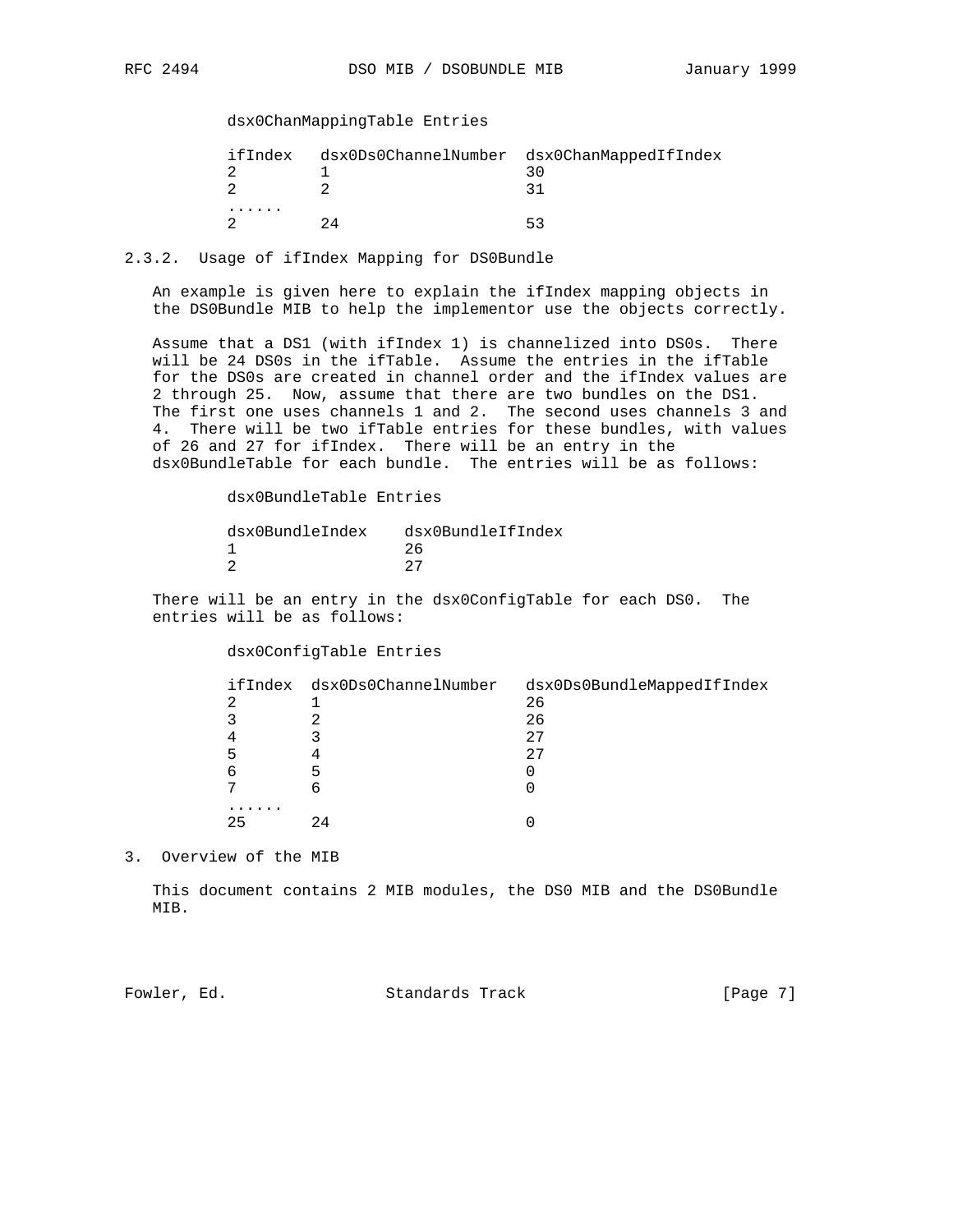dsx0ChanMappingTable Entries

| ifIndex | dsx0Ds0ChannelNumber | dsx0ChanMappedIfIndex |
|---|---|---|
| 2 | 1 | 30 |
| 2 | 2 | 31 |
| ...... | | |
| 2 | 24 | 53 |

### 2.3.2. Usage of ifIndex Mapping for DS0Bundle

An example is given here to explain the ifIndex mapping objects in the DS0Bundle MIB to help the implementor use the objects correctly.

Assume that a DS1 (with ifIndex 1) is channelized into DS0s. There will be 24 DS0s in the ifTable. Assume the entries in the ifTable for the DS0s are created in channel order and the ifIndex values are 2 through 25. Now, assume that there are two bundles on the DS1. The first one uses channels 1 and 2. The second uses channels 3 and 4. There will be two ifTable entries for these bundles, with values of 26 and 27 for ifIndex. There will be an entry in the dsx0BundleTable for each bundle. The entries will be as follows:

dsx0BundleTable Entries

| dsx0BundleIndex | dsx0BundleIfIndex |
|---|---|
| 1 | 26 |
| 2 | 27 |

There will be an entry in the dsx0ConfigTable for each DS0. The entries will be as follows:

dsx0ConfigTable Entries

| ifIndex | dsx0Ds0ChannelNumber | dsx0Ds0BundleMappedIfIndex |
|---|---|---|
| 2 | 1 | 26 |
| 3 | 2 | 26 |
| 4 | 3 | 27 |
| 5 | 4 | 27 |
| 6 | 5 | 0 |
| 7 | 6 | 0 |
| ...... | | |
| 25 | 24 | 0 |

## 3. Overview of the MIB

This document contains 2 MIB modules, the DS0 MIB and the DS0Bundle MIB.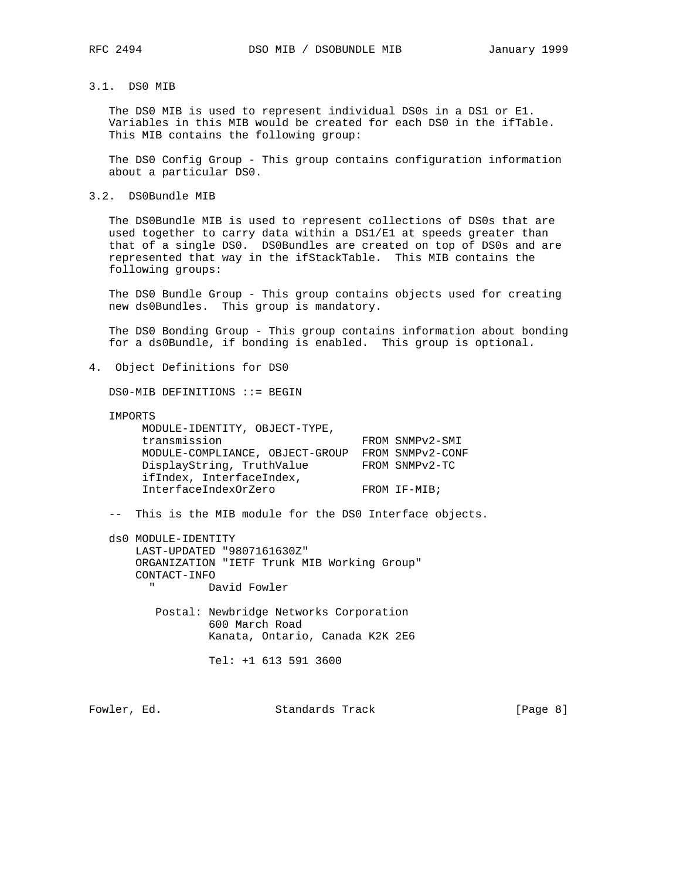### 3.1. DS0 MIB

The DS0 MIB is used to represent individual DS0s in a DS1 or E1. Variables in this MIB would be created for each DS0 in the ifTable. This MIB contains the following group:

The DS0 Config Group - This group contains configuration information about a particular DS0.

### 3.2. DS0Bundle MIB

The DS0Bundle MIB is used to represent collections of DS0s that are used together to carry data within a DS1/E1 at speeds greater than that of a single DS0. DS0Bundles are created on top of DS0s and are represented that way in the ifStackTable. This MIB contains the following groups:

The DS0 Bundle Group - This group contains objects used for creating new ds0Bundles. This group is mandatory.

The DS0 Bonding Group - This group contains information about bonding for a ds0Bundle, if bonding is enabled. This group is optional.

## 4. Object Definitions for DS0

```
DS0-MIB DEFINITIONS ::= BEGIN

IMPORTS
     MODULE-IDENTITY, OBJECT-TYPE,
     transmission                     FROM SNMPv2-SMI
     MODULE-COMPLIANCE, OBJECT-GROUP  FROM SNMPv2-CONF
     DisplayString, TruthValue        FROM SNMPv2-TC
     ifIndex, InterfaceIndex,
     InterfaceIndexOrZero             FROM IF-MIB;

--  This is the MIB module for the DS0 Interface objects.

ds0 MODULE-IDENTITY
    LAST-UPDATED "9807161630Z"
    ORGANIZATION "IETF Trunk MIB Working Group"
    CONTACT-INFO
      "        David Fowler

       Postal: Newbridge Networks Corporation
               600 March Road
               Kanata, Ontario, Canada K2K 2E6

               Tel: +1 613 591 3600
```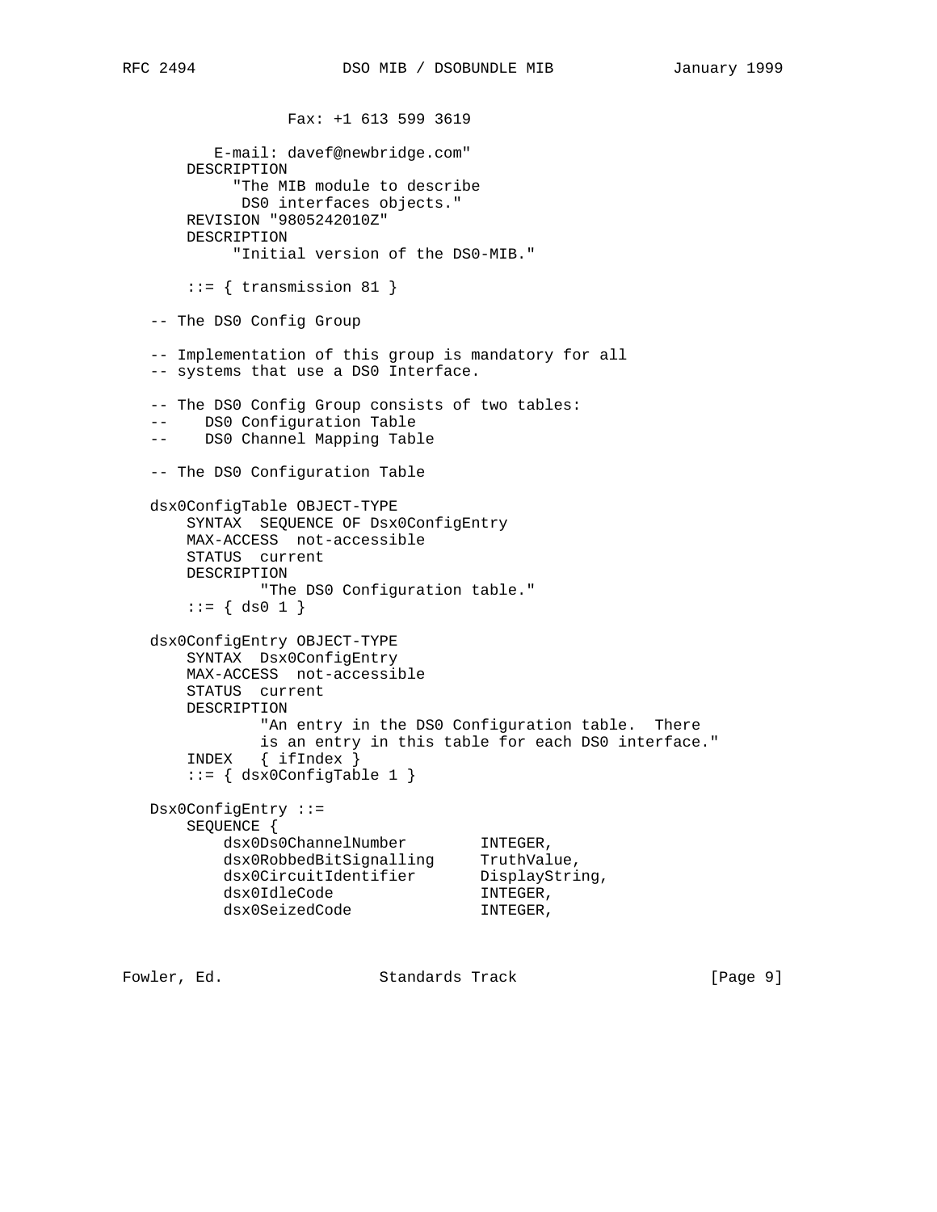```
                  Fax: +1 613 599 3619

          E-mail: davef@newbridge.com"
       DESCRIPTION
            "The MIB module to describe
             DS0 interfaces objects."
       REVISION "9805242010Z"
       DESCRIPTION
            "Initial version of the DS0-MIB."

       ::= { transmission 81 }

   -- The DS0 Config Group

   -- Implementation of this group is mandatory for all
   -- systems that use a DS0 Interface.

   -- The DS0 Config Group consists of two tables:
   --    DS0 Configuration Table
   --    DS0 Channel Mapping Table

   -- The DS0 Configuration Table

   dsx0ConfigTable OBJECT-TYPE
       SYNTAX  SEQUENCE OF Dsx0ConfigEntry
       MAX-ACCESS  not-accessible
       STATUS  current
       DESCRIPTION
              "The DS0 Configuration table."
       ::= { ds0 1 }

   dsx0ConfigEntry OBJECT-TYPE
       SYNTAX  Dsx0ConfigEntry
       MAX-ACCESS  not-accessible
       STATUS  current
       DESCRIPTION
              "An entry in the DS0 Configuration table.  There
              is an entry in this table for each DS0 interface."
       INDEX   { ifIndex }
       ::= { dsx0ConfigTable 1 }

   Dsx0ConfigEntry ::=
       SEQUENCE {
           dsx0Ds0ChannelNumber        INTEGER,
           dsx0RobbedBitSignalling     TruthValue,
           dsx0CircuitIdentifier       DisplayString,
           dsx0IdleCode                INTEGER,
           dsx0SeizedCode              INTEGER,
```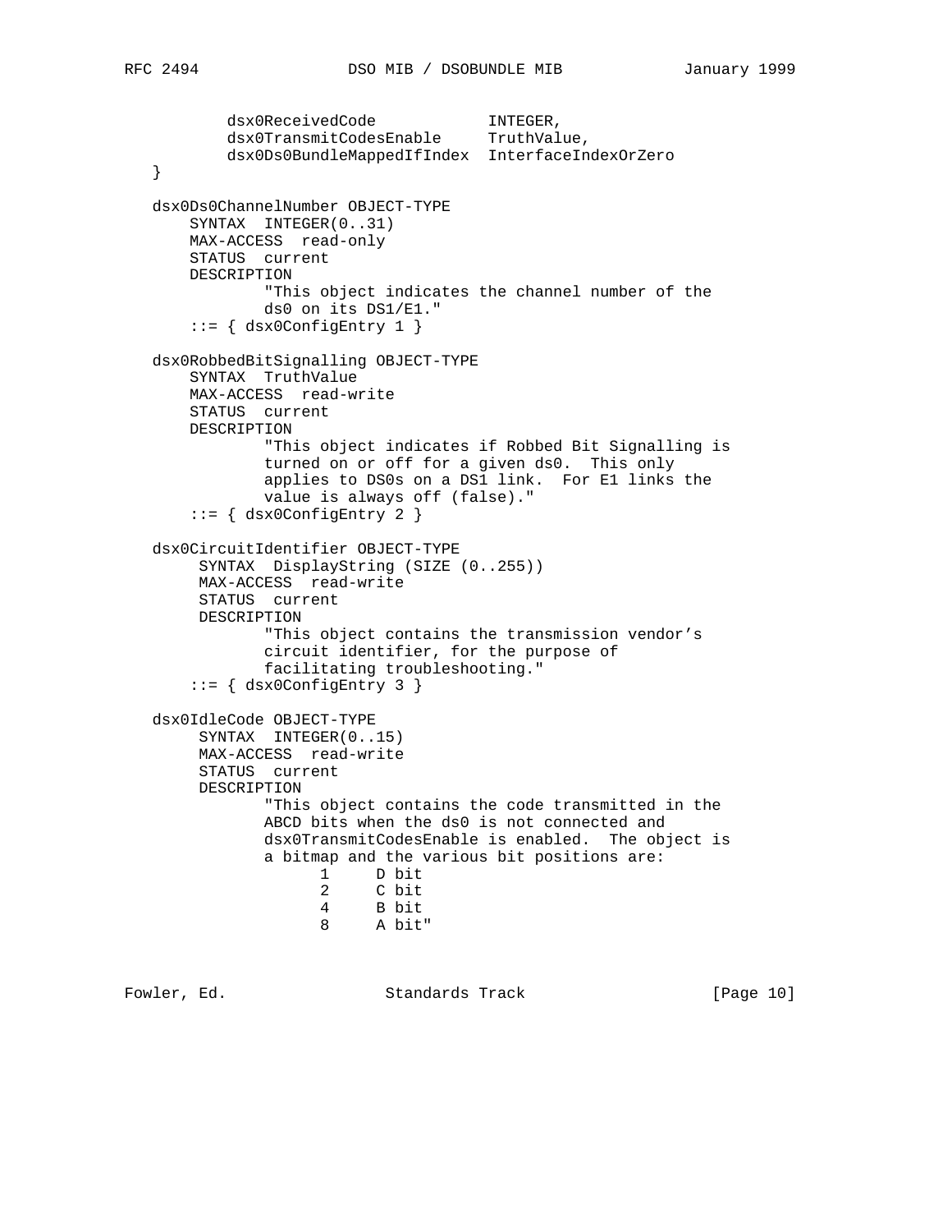```
           dsx0ReceivedCode            INTEGER,
           dsx0TransmitCodesEnable     TruthValue,
           dsx0Ds0BundleMappedIfIndex  InterfaceIndexOrZero
   }

   dsx0Ds0ChannelNumber OBJECT-TYPE
       SYNTAX  INTEGER(0..31)
       MAX-ACCESS  read-only
       STATUS  current
       DESCRIPTION
               "This object indicates the channel number of the
               ds0 on its DS1/E1."
       ::= { dsx0ConfigEntry 1 }

   dsx0RobbedBitSignalling OBJECT-TYPE
       SYNTAX  TruthValue
       MAX-ACCESS  read-write
       STATUS  current
       DESCRIPTION
               "This object indicates if Robbed Bit Signalling is
               turned on or off for a given ds0.  This only
               applies to DS0s on a DS1 link.  For E1 links the
               value is always off (false)."
       ::= { dsx0ConfigEntry 2 }

   dsx0CircuitIdentifier OBJECT-TYPE
        SYNTAX  DisplayString (SIZE (0..255))
        MAX-ACCESS  read-write
        STATUS  current
        DESCRIPTION
               "This object contains the transmission vendor's
               circuit identifier, for the purpose of
               facilitating troubleshooting."
       ::= { dsx0ConfigEntry 3 }

   dsx0IdleCode OBJECT-TYPE
        SYNTAX  INTEGER(0..15)
        MAX-ACCESS  read-write
        STATUS  current
        DESCRIPTION
               "This object contains the code transmitted in the
               ABCD bits when the ds0 is not connected and
               dsx0TransmitCodesEnable is enabled.  The object is
               a bitmap and the various bit positions are:
                     1     D bit
                     2     C bit
                     4     B bit
                     8     A bit"
```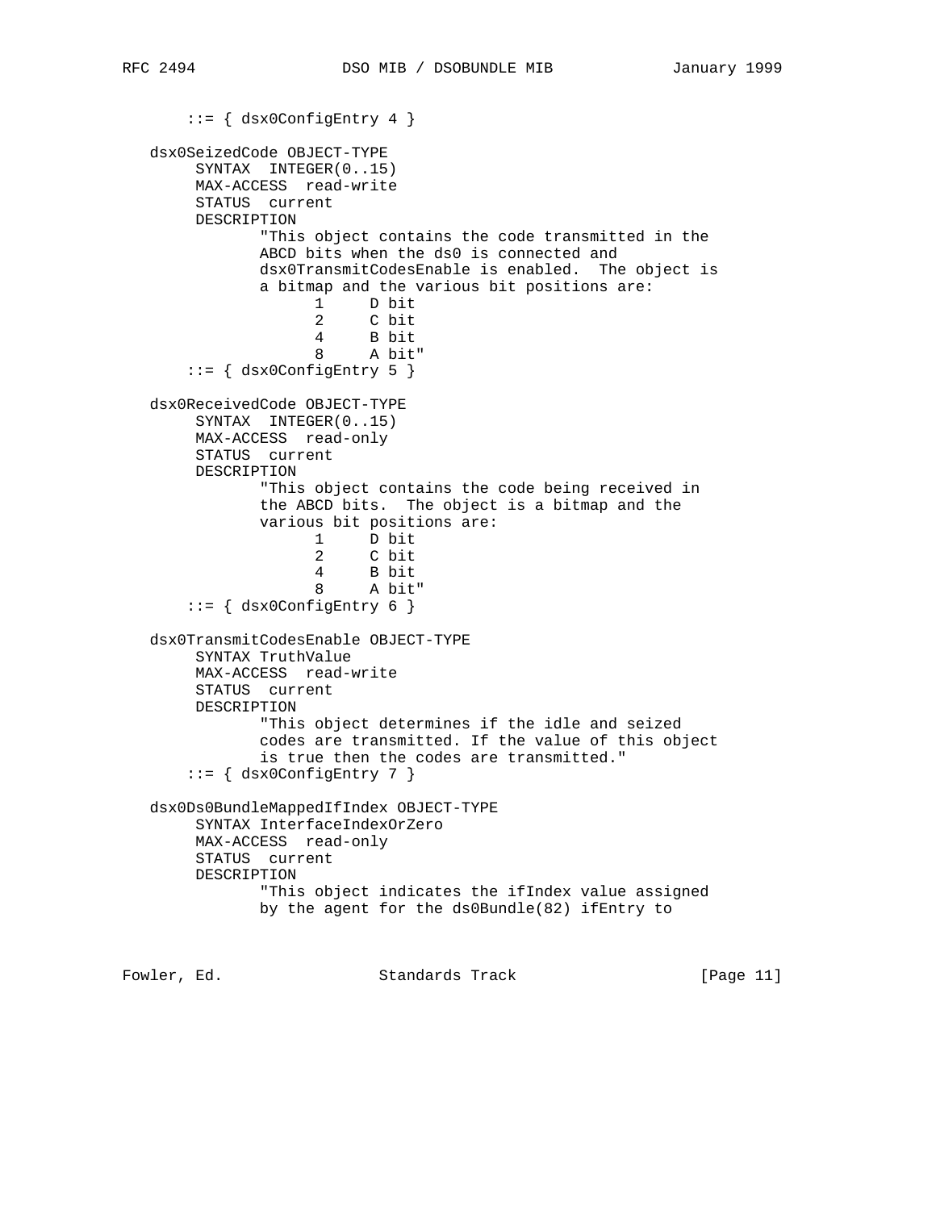```
       ::= { dsx0ConfigEntry 4 }

   dsx0SeizedCode OBJECT-TYPE
        SYNTAX  INTEGER(0..15)
        MAX-ACCESS  read-write
        STATUS  current
        DESCRIPTION
               "This object contains the code transmitted in the
               ABCD bits when the ds0 is connected and
               dsx0TransmitCodesEnable is enabled.  The object is
               a bitmap and the various bit positions are:
                     1     D bit
                     2     C bit
                     4     B bit
                     8     A bit"
       ::= { dsx0ConfigEntry 5 }

   dsx0ReceivedCode OBJECT-TYPE
        SYNTAX  INTEGER(0..15)
        MAX-ACCESS  read-only
        STATUS  current
        DESCRIPTION
               "This object contains the code being received in
               the ABCD bits.  The object is a bitmap and the
               various bit positions are:
                     1     D bit
                     2     C bit
                     4     B bit
                     8     A bit"
       ::= { dsx0ConfigEntry 6 }

   dsx0TransmitCodesEnable OBJECT-TYPE
        SYNTAX TruthValue
        MAX-ACCESS  read-write
        STATUS  current
        DESCRIPTION
               "This object determines if the idle and seized
               codes are transmitted. If the value of this object
               is true then the codes are transmitted."
       ::= { dsx0ConfigEntry 7 }

   dsx0Ds0BundleMappedIfIndex OBJECT-TYPE
        SYNTAX InterfaceIndexOrZero
        MAX-ACCESS  read-only
        STATUS  current
        DESCRIPTION
               "This object indicates the ifIndex value assigned
               by the agent for the ds0Bundle(82) ifEntry to
```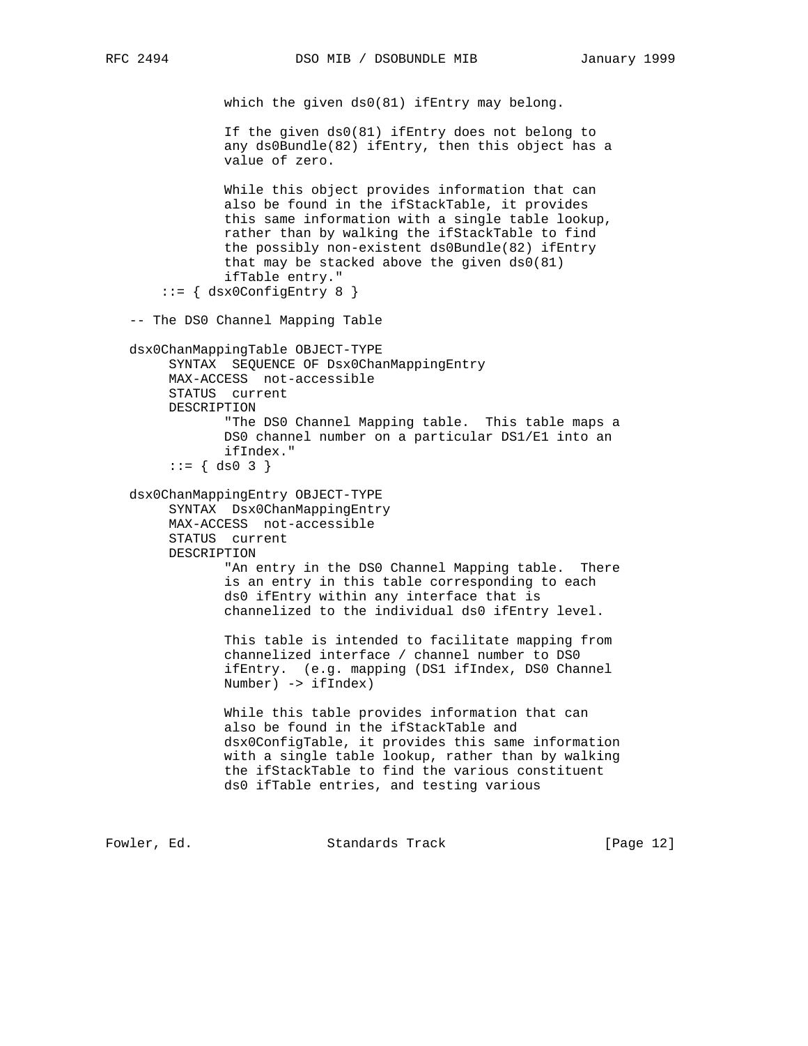```
               which the given ds0(81) ifEntry may belong.

               If the given ds0(81) ifEntry does not belong to
               any ds0Bundle(82) ifEntry, then this object has a
               value of zero.

               While this object provides information that can
               also be found in the ifStackTable, it provides
               this same information with a single table lookup,
               rather than by walking the ifStackTable to find
               the possibly non-existent ds0Bundle(82) ifEntry
               that may be stacked above the given ds0(81)
               ifTable entry."
       ::= { dsx0ConfigEntry 8 }

   -- The DS0 Channel Mapping Table

   dsx0ChanMappingTable OBJECT-TYPE
        SYNTAX  SEQUENCE OF Dsx0ChanMappingEntry
        MAX-ACCESS  not-accessible
        STATUS  current
        DESCRIPTION
               "The DS0 Channel Mapping table.  This table maps a
               DS0 channel number on a particular DS1/E1 into an
               ifIndex."
        ::= { ds0 3 }

   dsx0ChanMappingEntry OBJECT-TYPE
        SYNTAX  Dsx0ChanMappingEntry
        MAX-ACCESS  not-accessible
        STATUS  current
        DESCRIPTION
               "An entry in the DS0 Channel Mapping table.  There
               is an entry in this table corresponding to each
               ds0 ifEntry within any interface that is
               channelized to the individual ds0 ifEntry level.

               This table is intended to facilitate mapping from
               channelized interface / channel number to DS0
               ifEntry.  (e.g. mapping (DS1 ifIndex, DS0 Channel
               Number) -> ifIndex)

               While this table provides information that can
               also be found in the ifStackTable and
               dsx0ConfigTable, it provides this same information
               with a single table lookup, rather than by walking
               the ifStackTable to find the various constituent
               ds0 ifTable entries, and testing various
```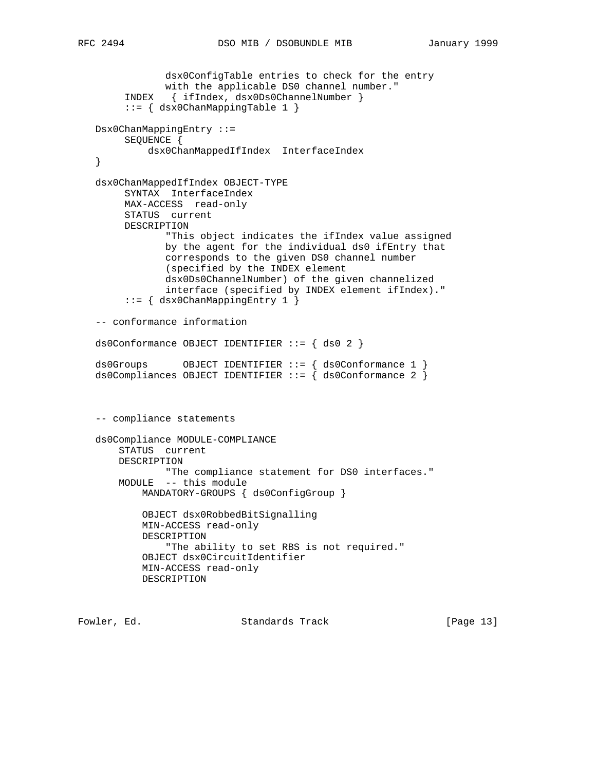```
               dsx0ConfigTable entries to check for the entry
               with the applicable DS0 channel number."
       INDEX   { ifIndex, dsx0Ds0ChannelNumber }
       ::= { dsx0ChanMappingTable 1 }

   Dsx0ChanMappingEntry ::=
       SEQUENCE {
           dsx0ChanMappedIfIndex  InterfaceIndex
   }

   dsx0ChanMappedIfIndex OBJECT-TYPE
       SYNTAX  InterfaceIndex
       MAX-ACCESS  read-only
       STATUS  current
       DESCRIPTION
              "This object indicates the ifIndex value assigned
              by the agent for the individual ds0 ifEntry that
              corresponds to the given DS0 channel number
              (specified by the INDEX element
              dsx0Ds0ChannelNumber) of the given channelized
              interface (specified by INDEX element ifIndex)."
       ::= { dsx0ChanMappingEntry 1 }

   -- conformance information

   ds0Conformance OBJECT IDENTIFIER ::= { ds0 2 }

   ds0Groups      OBJECT IDENTIFIER ::= { ds0Conformance 1 }
   ds0Compliances OBJECT IDENTIFIER ::= { ds0Conformance 2 }



   -- compliance statements

   ds0Compliance MODULE-COMPLIANCE
       STATUS  current
       DESCRIPTION
              "The compliance statement for DS0 interfaces."
       MODULE  -- this module
           MANDATORY-GROUPS { ds0ConfigGroup }

           OBJECT dsx0RobbedBitSignalling
           MIN-ACCESS read-only
           DESCRIPTION
               "The ability to set RBS is not required."
           OBJECT dsx0CircuitIdentifier
           MIN-ACCESS read-only
           DESCRIPTION
```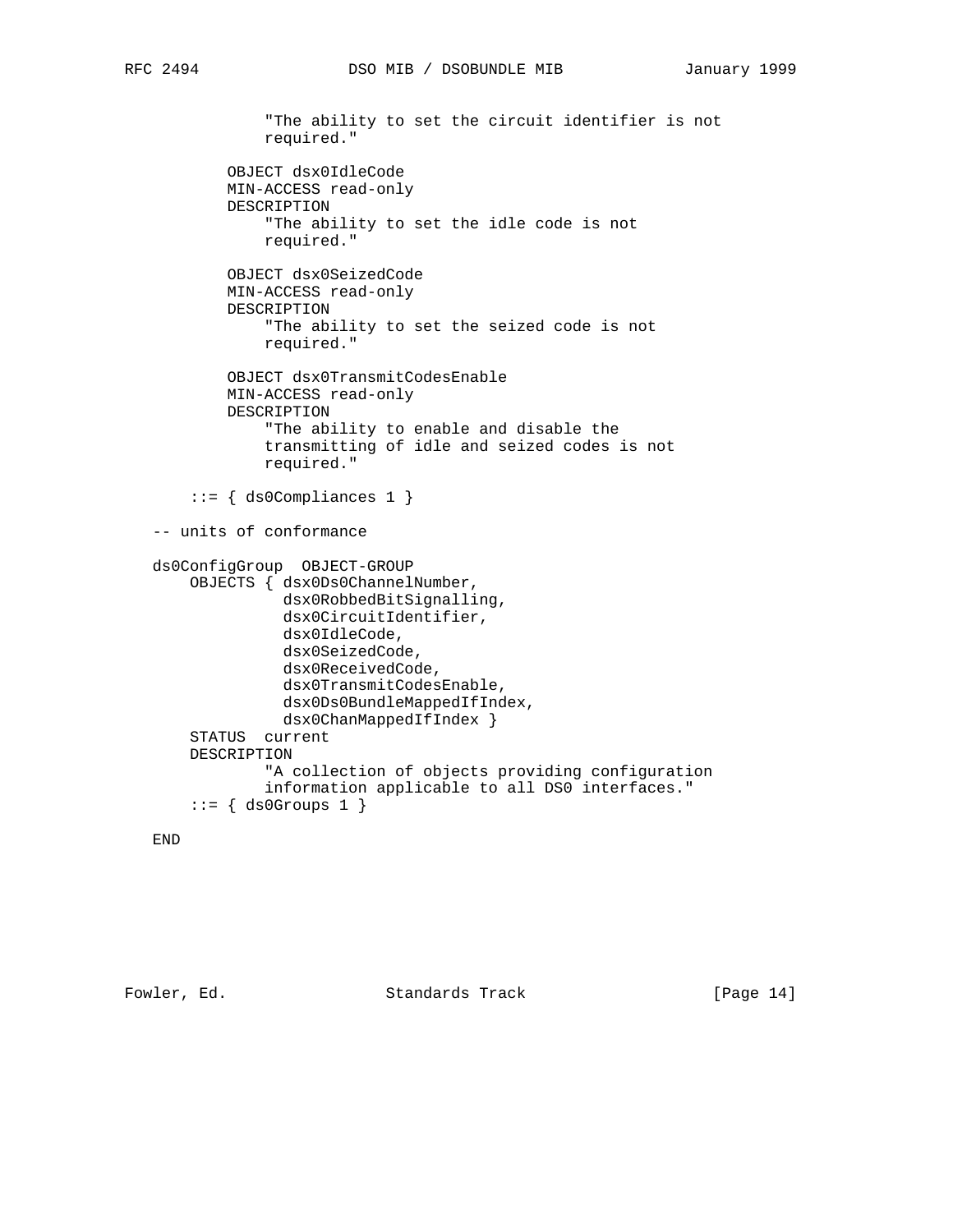```
              "The ability to set the circuit identifier is not
              required."

          OBJECT dsx0IdleCode
          MIN-ACCESS read-only
          DESCRIPTION
              "The ability to set the idle code is not
              required."

          OBJECT dsx0SeizedCode
          MIN-ACCESS read-only
          DESCRIPTION
              "The ability to set the seized code is not
              required."

          OBJECT dsx0TransmitCodesEnable
          MIN-ACCESS read-only
          DESCRIPTION
              "The ability to enable and disable the
              transmitting of idle and seized codes is not
              required."

      ::= { ds0Compliances 1 }

   -- units of conformance

   ds0ConfigGroup  OBJECT-GROUP
       OBJECTS { dsx0Ds0ChannelNumber,
                 dsx0RobbedBitSignalling,
                 dsx0CircuitIdentifier,
                 dsx0IdleCode,
                 dsx0SeizedCode,
                 dsx0ReceivedCode,
                 dsx0TransmitCodesEnable,
                 dsx0Ds0BundleMappedIfIndex,
                 dsx0ChanMappedIfIndex }
       STATUS  current
       DESCRIPTION
               "A collection of objects providing configuration
               information applicable to all DS0 interfaces."
       ::= { ds0Groups 1 }

   END
```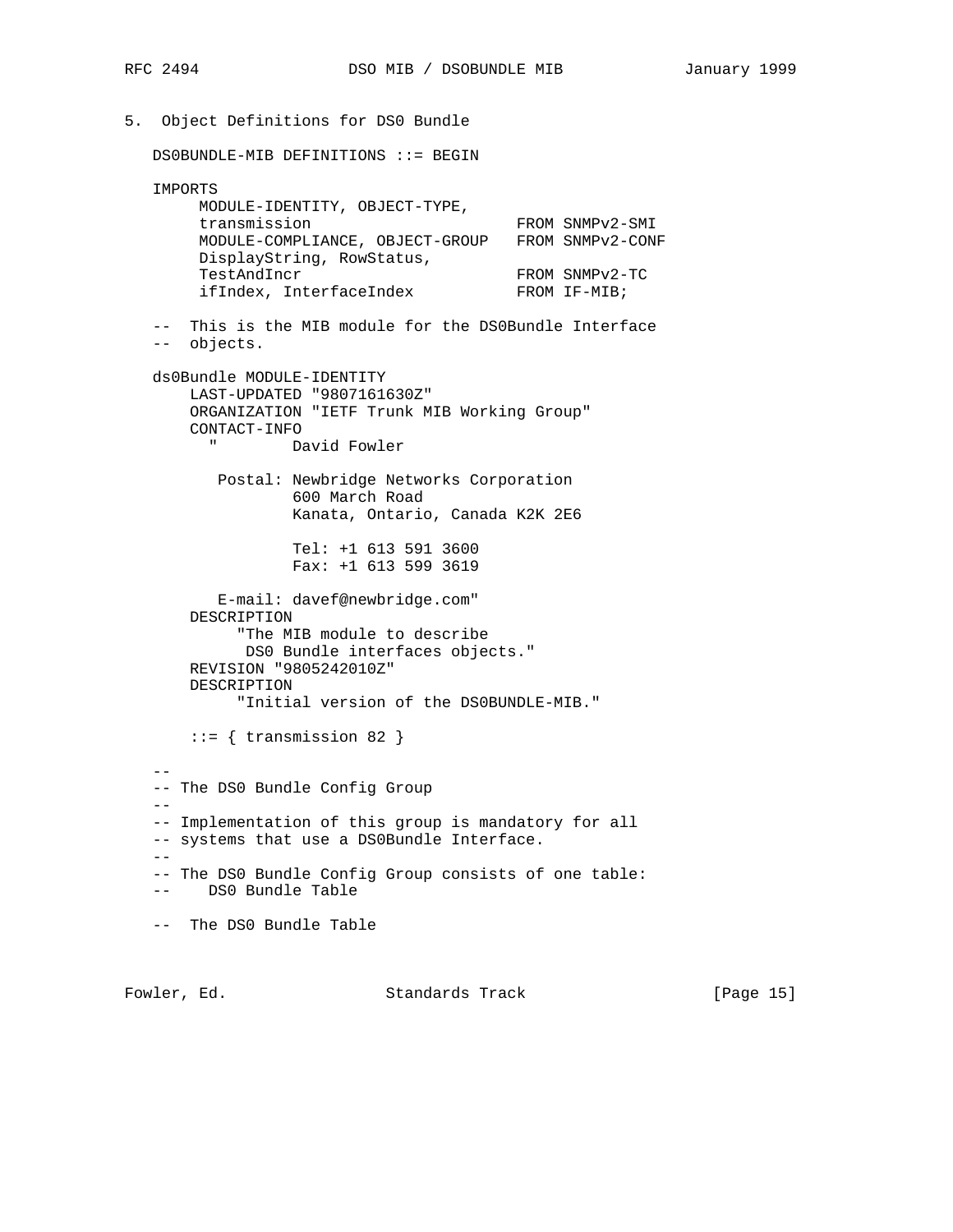## 5. Object Definitions for DS0 Bundle

```
DS0BUNDLE-MIB DEFINITIONS ::= BEGIN

IMPORTS
     MODULE-IDENTITY, OBJECT-TYPE,
     transmission                     FROM SNMPv2-SMI
     MODULE-COMPLIANCE, OBJECT-GROUP   FROM SNMPv2-CONF
     DisplayString, RowStatus,
     TestAndIncr                      FROM SNMPv2-TC
     ifIndex, InterfaceIndex          FROM IF-MIB;

--  This is the MIB module for the DS0Bundle Interface
--  objects.

ds0Bundle MODULE-IDENTITY
    LAST-UPDATED "9807161630Z"
    ORGANIZATION "IETF Trunk MIB Working Group"
    CONTACT-INFO
      "        David Fowler

       Postal: Newbridge Networks Corporation
               600 March Road
               Kanata, Ontario, Canada K2K 2E6

               Tel: +1 613 591 3600
               Fax: +1 613 599 3619

       E-mail: davef@newbridge.com"
    DESCRIPTION
         "The MIB module to describe
          DS0 Bundle interfaces objects."
    REVISION "9805242010Z"
    DESCRIPTION
         "Initial version of the DS0BUNDLE-MIB."

    ::= { transmission 82 }

--
-- The DS0 Bundle Config Group
--
-- Implementation of this group is mandatory for all
-- systems that use a DS0Bundle Interface.
--
-- The DS0 Bundle Config Group consists of one table:
--    DS0 Bundle Table

--  The DS0 Bundle Table
```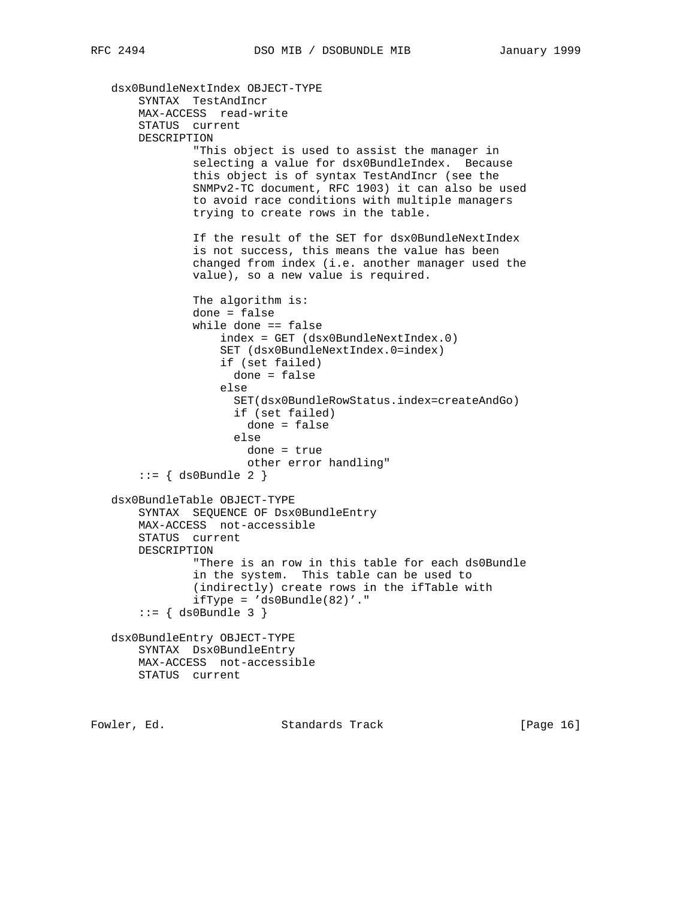```
   dsx0BundleNextIndex OBJECT-TYPE
       SYNTAX  TestAndIncr
       MAX-ACCESS  read-write
       STATUS  current
       DESCRIPTION
               "This object is used to assist the manager in
               selecting a value for dsx0BundleIndex.  Because
               this object is of syntax TestAndIncr (see the
               SNMPv2-TC document, RFC 1903) it can also be used
               to avoid race conditions with multiple managers
               trying to create rows in the table.

               If the result of the SET for dsx0BundleNextIndex
               is not success, this means the value has been
               changed from index (i.e. another manager used the
               value), so a new value is required.

               The algorithm is:
               done = false
               while done == false
                   index = GET (dsx0BundleNextIndex.0)
                   SET (dsx0BundleNextIndex.0=index)
                   if (set failed)
                     done = false
                   else
                     SET(dsx0BundleRowStatus.index=createAndGo)
                     if (set failed)
                       done = false
                     else
                       done = true
                       other error handling"
       ::= { ds0Bundle 2 }

   dsx0BundleTable OBJECT-TYPE
       SYNTAX  SEQUENCE OF Dsx0BundleEntry
       MAX-ACCESS  not-accessible
       STATUS  current
       DESCRIPTION
               "There is an row in this table for each ds0Bundle
               in the system.  This table can be used to
               (indirectly) create rows in the ifTable with
               ifType = 'ds0Bundle(82)'."
       ::= { ds0Bundle 3 }

   dsx0BundleEntry OBJECT-TYPE
       SYNTAX  Dsx0BundleEntry
       MAX-ACCESS  not-accessible
       STATUS  current
```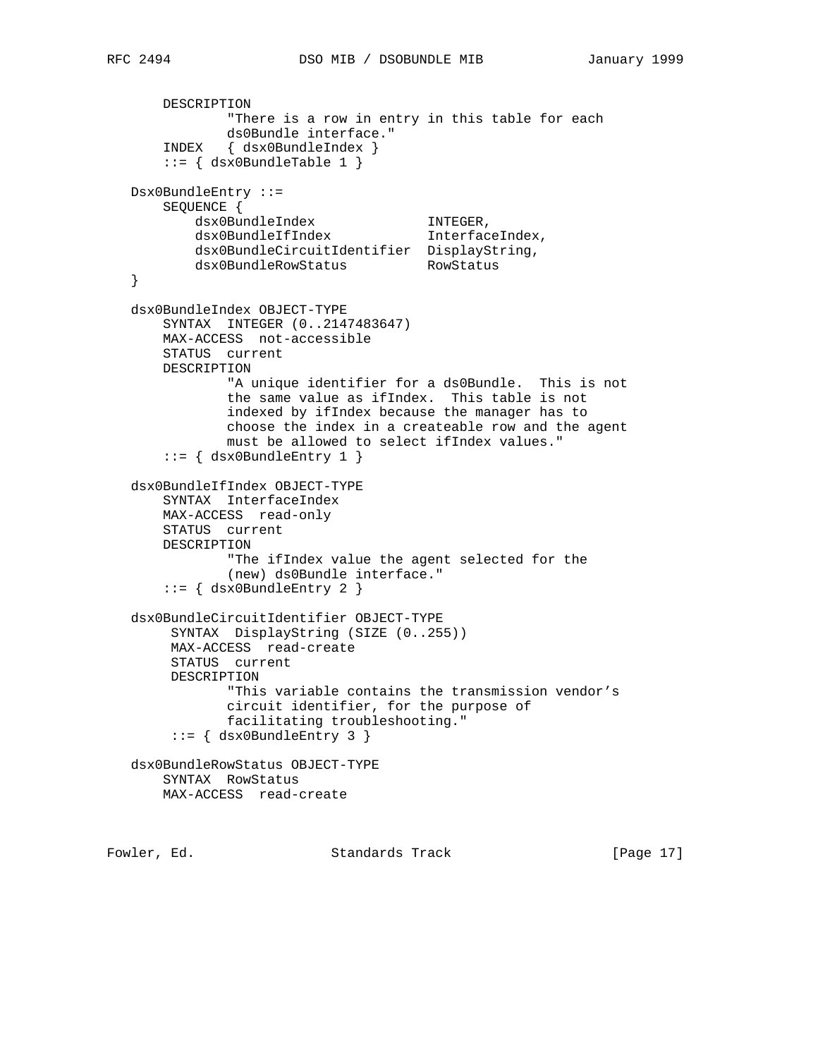```
       DESCRIPTION
              "There is a row in entry in this table for each
              ds0Bundle interface."
       INDEX   { dsx0BundleIndex }
       ::= { dsx0BundleTable 1 }

   Dsx0BundleEntry ::=
       SEQUENCE {
           dsx0BundleIndex              INTEGER,
           dsx0BundleIfIndex            InterfaceIndex,
           dsx0BundleCircuitIdentifier  DisplayString,
           dsx0BundleRowStatus          RowStatus
   }

   dsx0BundleIndex OBJECT-TYPE
       SYNTAX  INTEGER (0..2147483647)
       MAX-ACCESS  not-accessible
       STATUS  current
       DESCRIPTION
              "A unique identifier for a ds0Bundle.  This is not
              the same value as ifIndex.  This table is not
              indexed by ifIndex because the manager has to
              choose the index in a createable row and the agent
              must be allowed to select ifIndex values."
       ::= { dsx0BundleEntry 1 }

   dsx0BundleIfIndex OBJECT-TYPE
       SYNTAX  InterfaceIndex
       MAX-ACCESS  read-only
       STATUS  current
       DESCRIPTION
              "The ifIndex value the agent selected for the
              (new) ds0Bundle interface."
       ::= { dsx0BundleEntry 2 }

   dsx0BundleCircuitIdentifier OBJECT-TYPE
        SYNTAX  DisplayString (SIZE (0..255))
        MAX-ACCESS  read-create
        STATUS  current
        DESCRIPTION
              "This variable contains the transmission vendor's
              circuit identifier, for the purpose of
              facilitating troubleshooting."
        ::= { dsx0BundleEntry 3 }

   dsx0BundleRowStatus OBJECT-TYPE
       SYNTAX  RowStatus
       MAX-ACCESS  read-create
```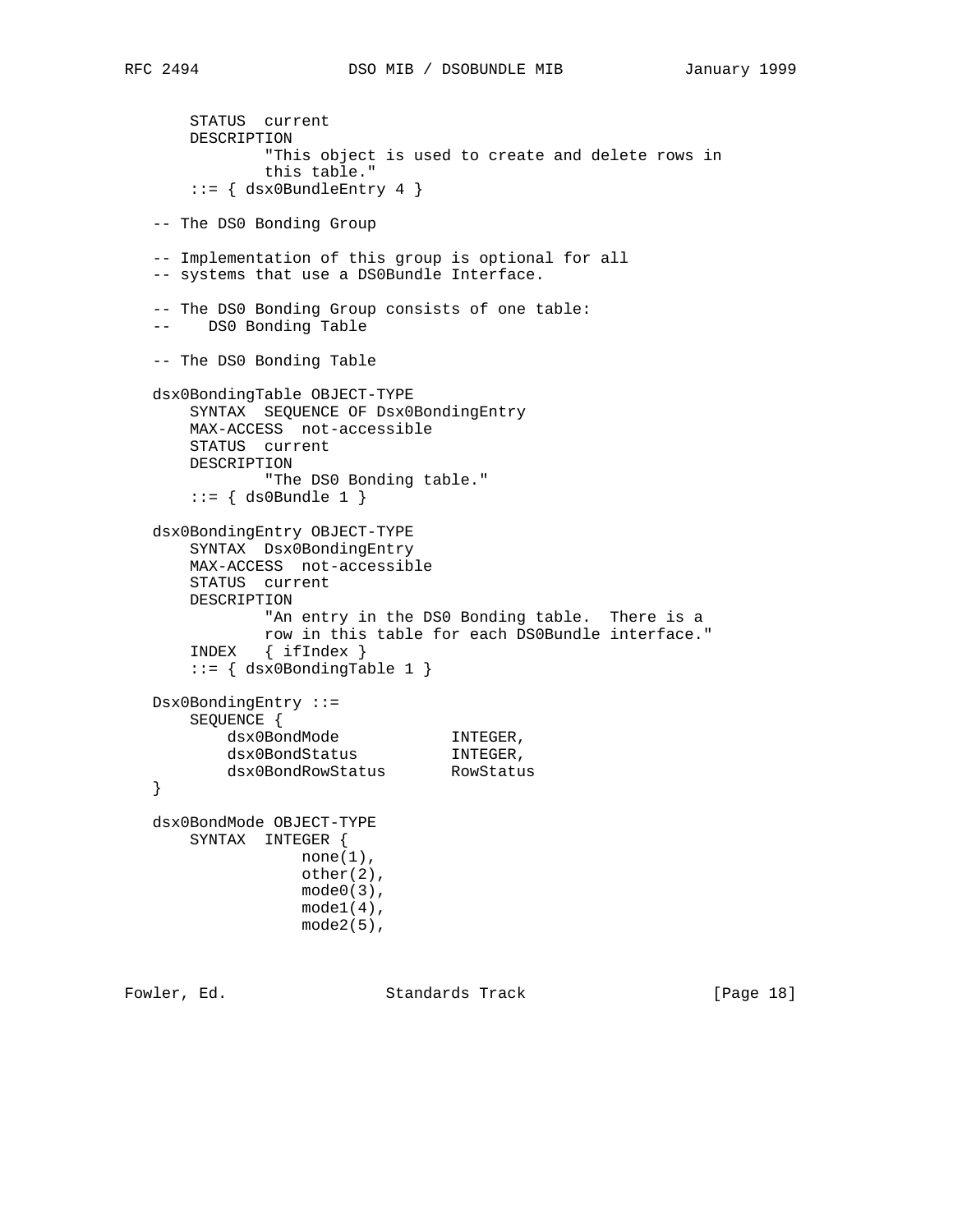```
       STATUS  current
       DESCRIPTION
               "This object is used to create and delete rows in
               this table."
       ::= { dsx0BundleEntry 4 }

   -- The DS0 Bonding Group

   -- Implementation of this group is optional for all
   -- systems that use a DS0Bundle Interface.

   -- The DS0 Bonding Group consists of one table:
   --    DS0 Bonding Table

   -- The DS0 Bonding Table

   dsx0BondingTable OBJECT-TYPE
       SYNTAX  SEQUENCE OF Dsx0BondingEntry
       MAX-ACCESS  not-accessible
       STATUS  current
       DESCRIPTION
               "The DS0 Bonding table."
       ::= { ds0Bundle 1 }

   dsx0BondingEntry OBJECT-TYPE
       SYNTAX  Dsx0BondingEntry
       MAX-ACCESS  not-accessible
       STATUS  current
       DESCRIPTION
               "An entry in the DS0 Bonding table.  There is a
               row in this table for each DS0Bundle interface."
       INDEX   { ifIndex }
       ::= { dsx0BondingTable 1 }

   Dsx0BondingEntry ::=
       SEQUENCE {
           dsx0BondMode            INTEGER,
           dsx0BondStatus          INTEGER,
           dsx0BondRowStatus       RowStatus
   }

   dsx0BondMode OBJECT-TYPE
       SYNTAX  INTEGER {
                   none(1),
                   other(2),
                   mode0(3),
                   mode1(4),
                   mode2(5),
```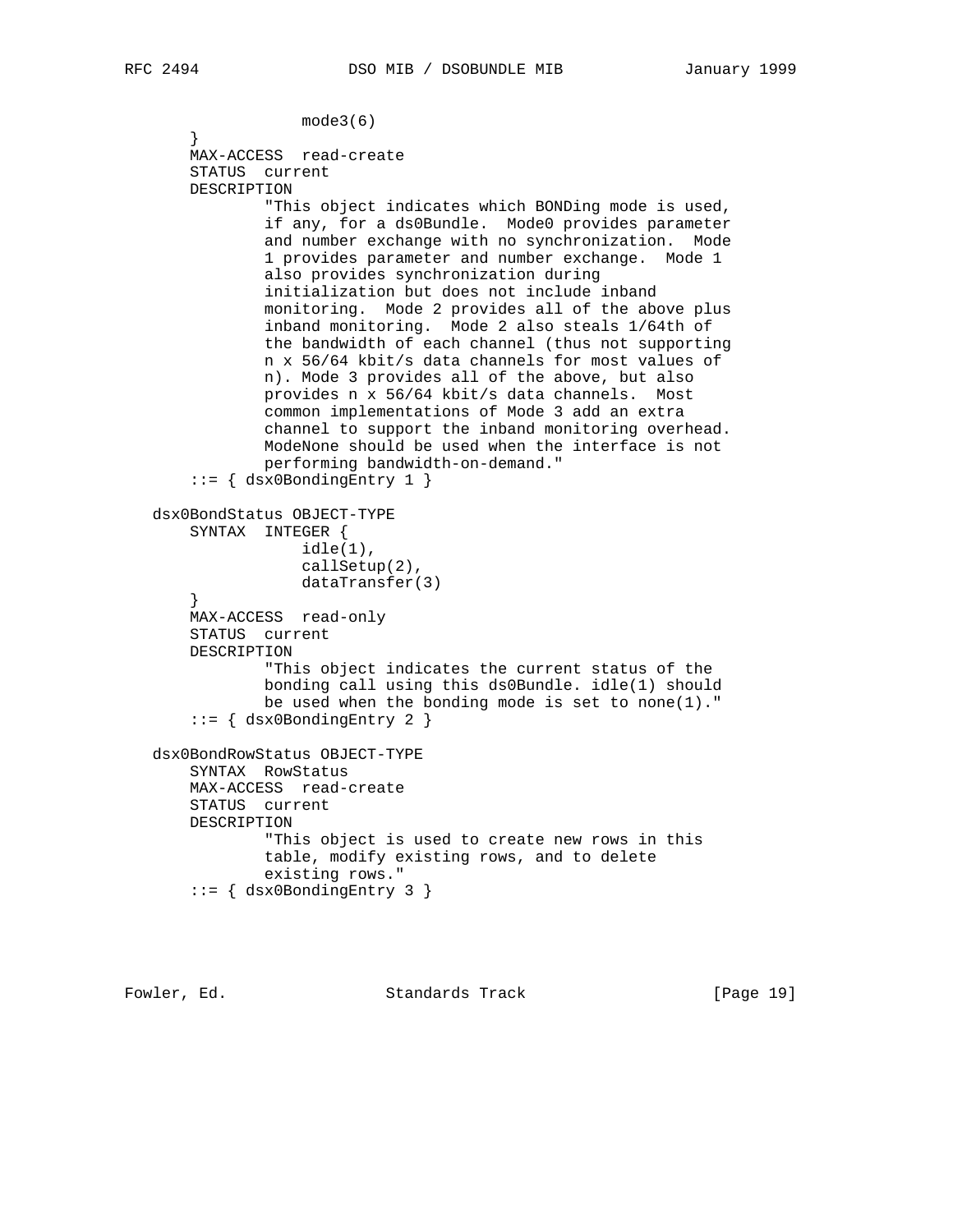```
                 mode3(6)
       }
       MAX-ACCESS  read-create
       STATUS  current
       DESCRIPTION
               "This object indicates which BONDing mode is used,
               if any, for a ds0Bundle.  Mode0 provides parameter
               and number exchange with no synchronization.  Mode
               1 provides parameter and number exchange.  Mode 1
               also provides synchronization during
               initialization but does not include inband
               monitoring.  Mode 2 provides all of the above plus
               inband monitoring.  Mode 2 also steals 1/64th of
               the bandwidth of each channel (thus not supporting
               n x 56/64 kbit/s data channels for most values of
               n). Mode 3 provides all of the above, but also
               provides n x 56/64 kbit/s data channels.  Most
               common implementations of Mode 3 add an extra
               channel to support the inband monitoring overhead.
               ModeNone should be used when the interface is not
               performing bandwidth-on-demand."
       ::= { dsx0BondingEntry 1 }

   dsx0BondStatus OBJECT-TYPE
       SYNTAX  INTEGER {
                 idle(1),
                 callSetup(2),
                 dataTransfer(3)
       }
       MAX-ACCESS  read-only
       STATUS  current
       DESCRIPTION
               "This object indicates the current status of the
               bonding call using this ds0Bundle. idle(1) should
               be used when the bonding mode is set to none(1)."
       ::= { dsx0BondingEntry 2 }

   dsx0BondRowStatus OBJECT-TYPE
       SYNTAX  RowStatus
       MAX-ACCESS  read-create
       STATUS  current
       DESCRIPTION
               "This object is used to create new rows in this
               table, modify existing rows, and to delete
               existing rows."
       ::= { dsx0BondingEntry 3 }
```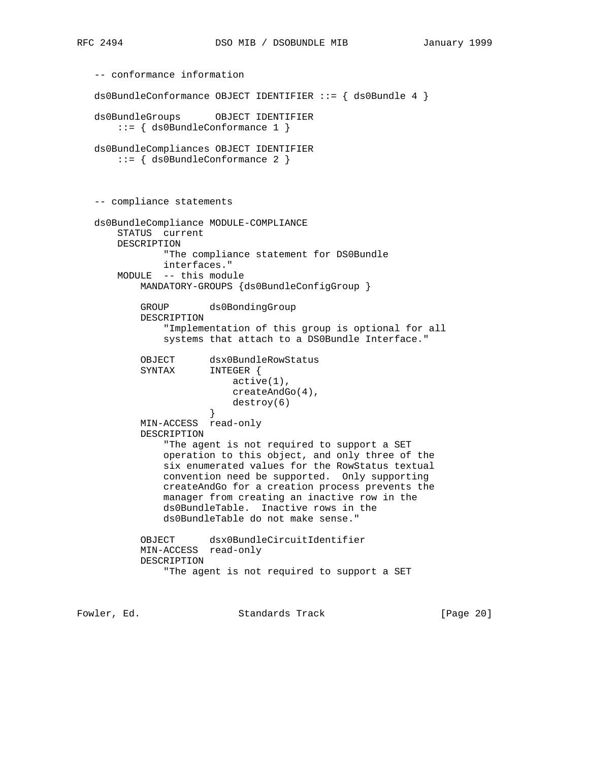```
   -- conformance information

   ds0BundleConformance OBJECT IDENTIFIER ::= { ds0Bundle 4 }

   ds0BundleGroups      OBJECT IDENTIFIER
       ::= { ds0BundleConformance 1 }

   ds0BundleCompliances OBJECT IDENTIFIER
       ::= { ds0BundleConformance 2 }



   -- compliance statements

   ds0BundleCompliance MODULE-COMPLIANCE
       STATUS  current
       DESCRIPTION
               "The compliance statement for DS0Bundle
               interfaces."
       MODULE  -- this module
           MANDATORY-GROUPS {ds0BundleConfigGroup }

           GROUP       ds0BondingGroup
           DESCRIPTION
               "Implementation of this group is optional for all
               systems that attach to a DS0Bundle Interface."

           OBJECT      dsx0BundleRowStatus
           SYNTAX      INTEGER {
                           active(1),
                           createAndGo(4),
                           destroy(6)
                       }
           MIN-ACCESS  read-only
           DESCRIPTION
               "The agent is not required to support a SET
               operation to this object, and only three of the
               six enumerated values for the RowStatus textual
               convention need be supported.  Only supporting
               createAndGo for a creation process prevents the
               manager from creating an inactive row in the
               ds0BundleTable.  Inactive rows in the
               ds0BundleTable do not make sense."

           OBJECT      dsx0BundleCircuitIdentifier
           MIN-ACCESS  read-only
           DESCRIPTION
               "The agent is not required to support a SET
```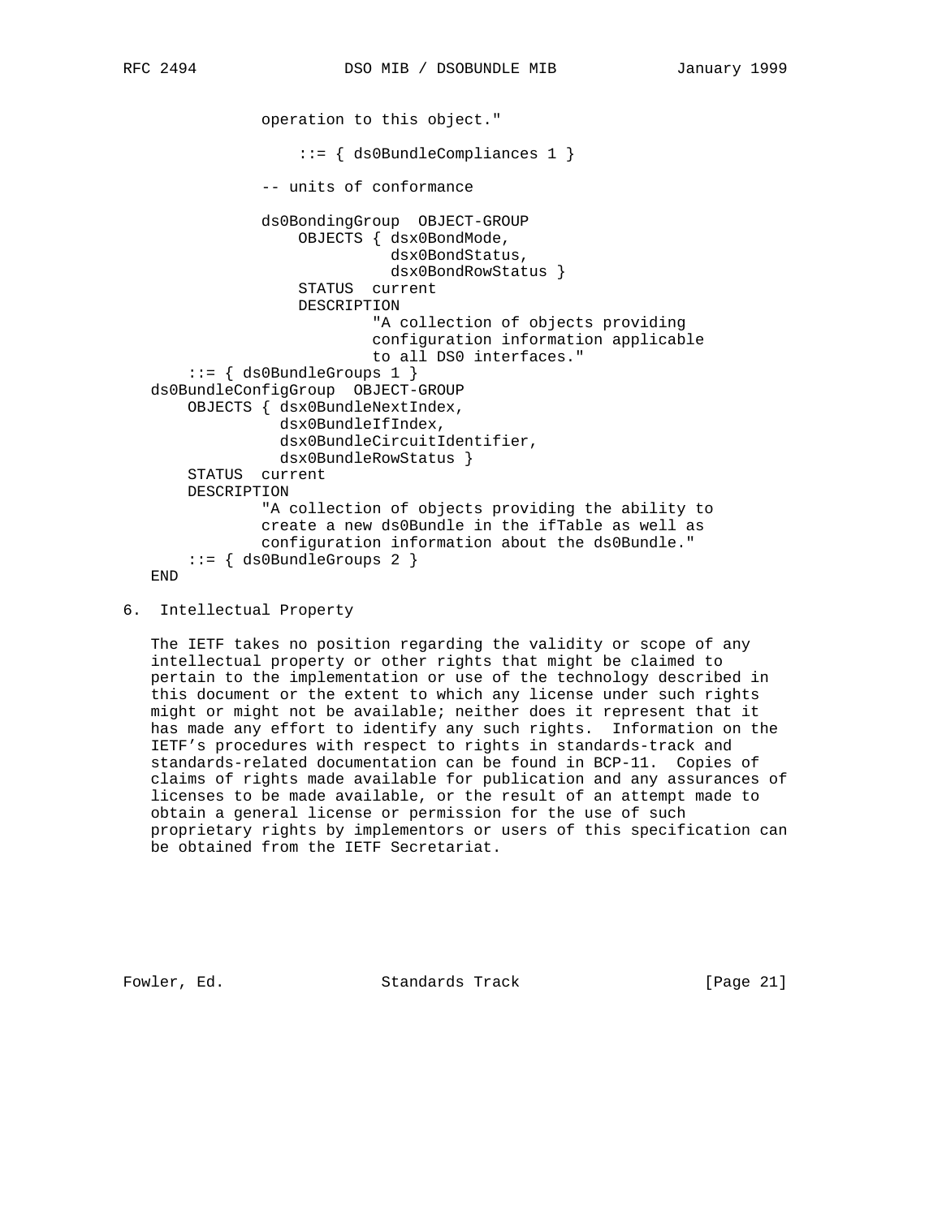```
            operation to this object."

                ::= { ds0BundleCompliances 1 }

            -- units of conformance

            ds0BondingGroup  OBJECT-GROUP
                OBJECTS { dsx0BondMode,
                          dsx0BondStatus,
                          dsx0BondRowStatus }
                STATUS  current
                DESCRIPTION
                        "A collection of objects providing
                        configuration information applicable
                        to all DS0 interfaces."
    ::= { ds0BundleGroups 1 }
ds0BundleConfigGroup  OBJECT-GROUP
    OBJECTS { dsx0BundleNextIndex,
              dsx0BundleIfIndex,
              dsx0BundleCircuitIdentifier,
              dsx0BundleRowStatus }
    STATUS  current
    DESCRIPTION
            "A collection of objects providing the ability to
            create a new ds0Bundle in the ifTable as well as
            configuration information about the ds0Bundle."
    ::= { ds0BundleGroups 2 }
END
```

## 6. Intellectual Property

The IETF takes no position regarding the validity or scope of any intellectual property or other rights that might be claimed to pertain to the implementation or use of the technology described in this document or the extent to which any license under such rights might or might not be available; neither does it represent that it has made any effort to identify any such rights. Information on the IETF's procedures with respect to rights in standards-track and standards-related documentation can be found in BCP-11. Copies of claims of rights made available for publication and any assurances of licenses to be made available, or the result of an attempt made to obtain a general license or permission for the use of such proprietary rights by implementors or users of this specification can be obtained from the IETF Secretariat.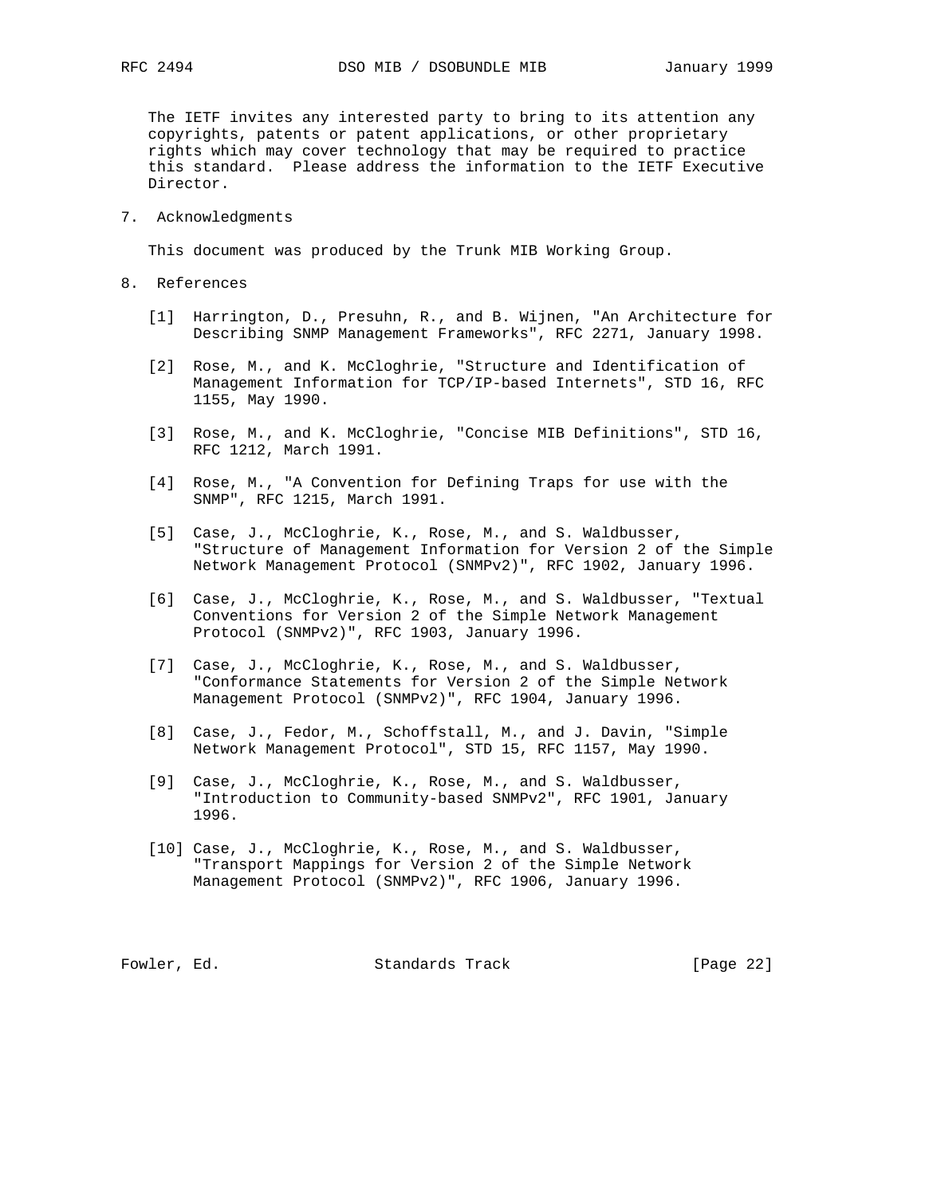The IETF invites any interested party to bring to its attention any copyrights, patents or patent applications, or other proprietary rights which may cover technology that may be required to practice this standard. Please address the information to the IETF Executive Director.

## 7. Acknowledgments

This document was produced by the Trunk MIB Working Group.

## 8. References

[1] Harrington, D., Presuhn, R., and B. Wijnen, "An Architecture for Describing SNMP Management Frameworks", RFC 2271, January 1998.

[2] Rose, M., and K. McCloghrie, "Structure and Identification of Management Information for TCP/IP-based Internets", STD 16, RFC 1155, May 1990.

[3] Rose, M., and K. McCloghrie, "Concise MIB Definitions", STD 16, RFC 1212, March 1991.

[4] Rose, M., "A Convention for Defining Traps for use with the SNMP", RFC 1215, March 1991.

[5] Case, J., McCloghrie, K., Rose, M., and S. Waldbusser, "Structure of Management Information for Version 2 of the Simple Network Management Protocol (SNMPv2)", RFC 1902, January 1996.

[6] Case, J., McCloghrie, K., Rose, M., and S. Waldbusser, "Textual Conventions for Version 2 of the Simple Network Management Protocol (SNMPv2)", RFC 1903, January 1996.

[7] Case, J., McCloghrie, K., Rose, M., and S. Waldbusser, "Conformance Statements for Version 2 of the Simple Network Management Protocol (SNMPv2)", RFC 1904, January 1996.

[8] Case, J., Fedor, M., Schoffstall, M., and J. Davin, "Simple Network Management Protocol", STD 15, RFC 1157, May 1990.

[9] Case, J., McCloghrie, K., Rose, M., and S. Waldbusser, "Introduction to Community-based SNMPv2", RFC 1901, January 1996.

[10] Case, J., McCloghrie, K., Rose, M., and S. Waldbusser, "Transport Mappings for Version 2 of the Simple Network Management Protocol (SNMPv2)", RFC 1906, January 1996.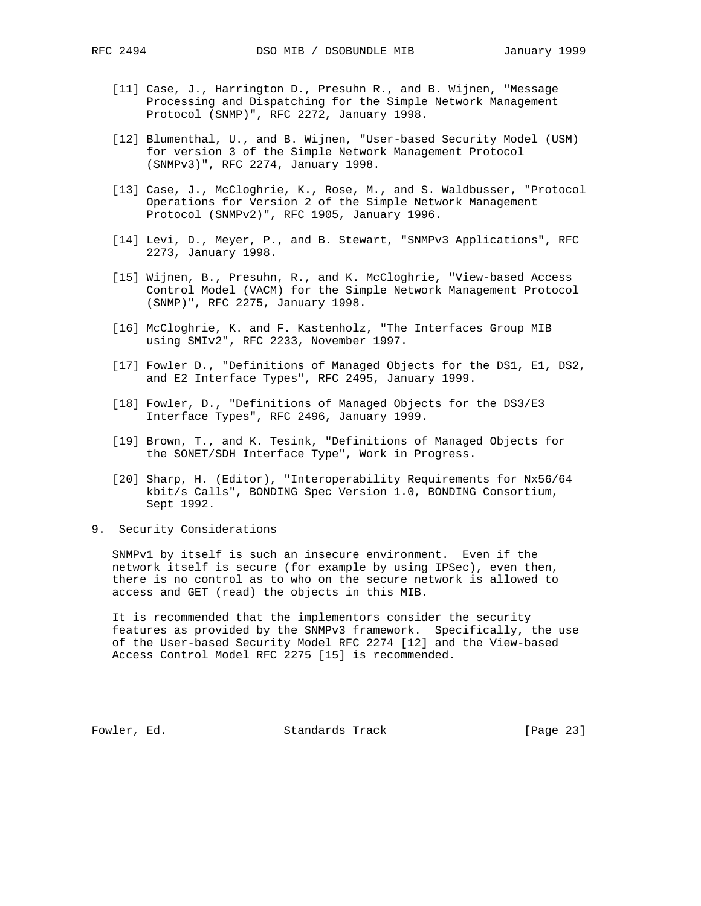[11] Case, J., Harrington D., Presuhn R., and B. Wijnen, "Message Processing and Dispatching for the Simple Network Management Protocol (SNMP)", RFC 2272, January 1998.

[12] Blumenthal, U., and B. Wijnen, "User-based Security Model (USM) for version 3 of the Simple Network Management Protocol (SNMPv3)", RFC 2274, January 1998.

[13] Case, J., McCloghrie, K., Rose, M., and S. Waldbusser, "Protocol Operations for Version 2 of the Simple Network Management Protocol (SNMPv2)", RFC 1905, January 1996.

[14] Levi, D., Meyer, P., and B. Stewart, "SNMPv3 Applications", RFC 2273, January 1998.

[15] Wijnen, B., Presuhn, R., and K. McCloghrie, "View-based Access Control Model (VACM) for the Simple Network Management Protocol (SNMP)", RFC 2275, January 1998.

[16] McCloghrie, K. and F. Kastenholz, "The Interfaces Group MIB using SMIv2", RFC 2233, November 1997.

[17] Fowler D., "Definitions of Managed Objects for the DS1, E1, DS2, and E2 Interface Types", RFC 2495, January 1999.

[18] Fowler, D., "Definitions of Managed Objects for the DS3/E3 Interface Types", RFC 2496, January 1999.

[19] Brown, T., and K. Tesink, "Definitions of Managed Objects for the SONET/SDH Interface Type", Work in Progress.

[20] Sharp, H. (Editor), "Interoperability Requirements for Nx56/64 kbit/s Calls", BONDING Spec Version 1.0, BONDING Consortium, Sept 1992.

## 9. Security Considerations

SNMPv1 by itself is such an insecure environment. Even if the network itself is secure (for example by using IPSec), even then, there is no control as to who on the secure network is allowed to access and GET (read) the objects in this MIB.

It is recommended that the implementors consider the security features as provided by the SNMPv3 framework. Specifically, the use of the User-based Security Model RFC 2274 [12] and the View-based Access Control Model RFC 2275 [15] is recommended.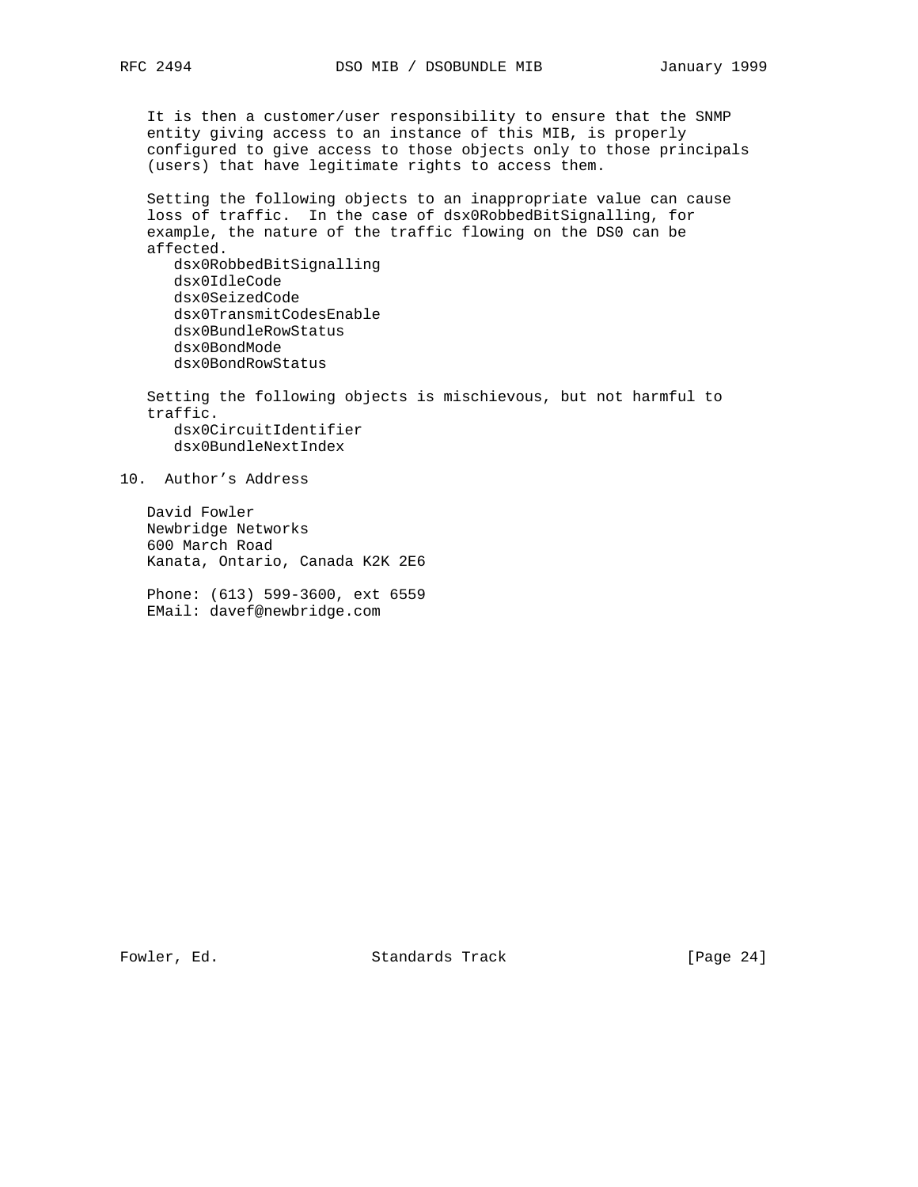It is then a customer/user responsibility to ensure that the SNMP entity giving access to an instance of this MIB, is properly configured to give access to those objects only to those principals (users) that have legitimate rights to access them.

Setting the following objects to an inappropriate value can cause loss of traffic. In the case of dsx0RobbedBitSignalling, for example, the nature of the traffic flowing on the DS0 can be affected.

- dsx0RobbedBitSignalling
- dsx0IdleCode
- dsx0SeizedCode
- dsx0TransmitCodesEnable
- dsx0BundleRowStatus
- dsx0BondMode
- dsx0BondRowStatus

Setting the following objects is mischievous, but not harmful to traffic.

- dsx0CircuitIdentifier
- dsx0BundleNextIndex

## 10. Author's Address

David Fowler
Newbridge Networks
600 March Road
Kanata, Ontario, Canada K2K 2E6

Phone: (613) 599-3600, ext 6559
EMail: davef@newbridge.com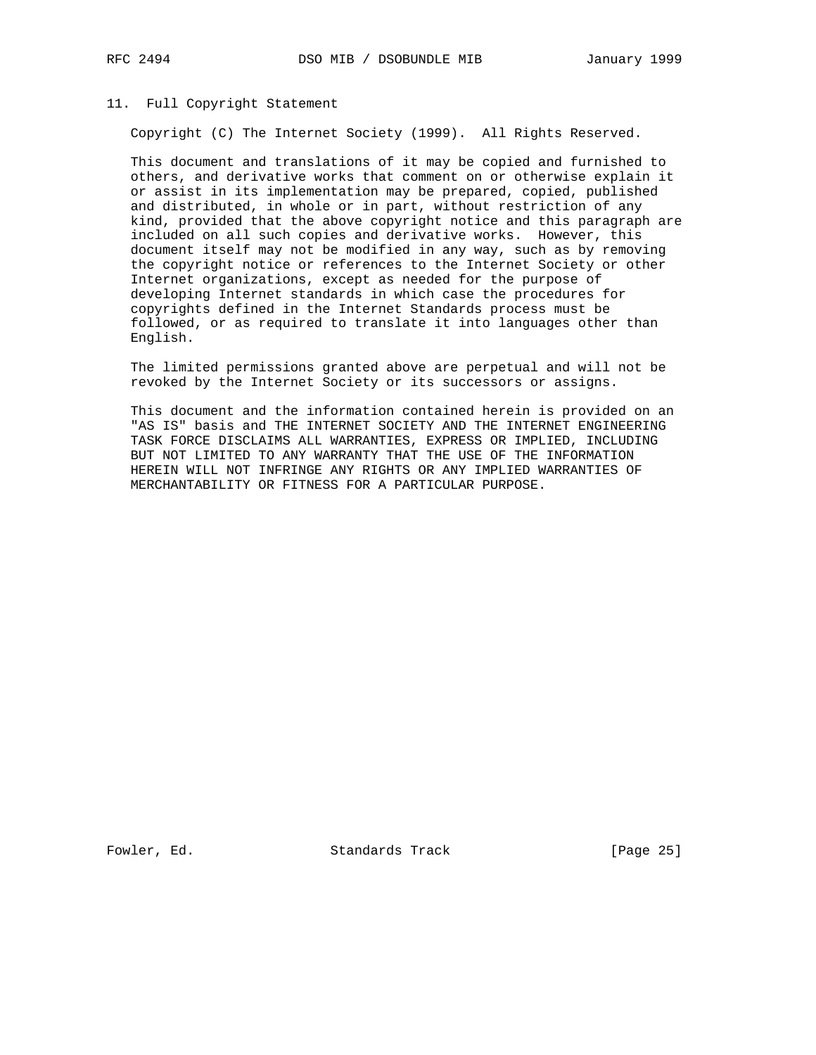## 11. Full Copyright Statement

Copyright (C) The Internet Society (1999). All Rights Reserved.

This document and translations of it may be copied and furnished to others, and derivative works that comment on or otherwise explain it or assist in its implementation may be prepared, copied, published and distributed, in whole or in part, without restriction of any kind, provided that the above copyright notice and this paragraph are included on all such copies and derivative works. However, this document itself may not be modified in any way, such as by removing the copyright notice or references to the Internet Society or other Internet organizations, except as needed for the purpose of developing Internet standards in which case the procedures for copyrights defined in the Internet Standards process must be followed, or as required to translate it into languages other than English.

The limited permissions granted above are perpetual and will not be revoked by the Internet Society or its successors or assigns.

This document and the information contained herein is provided on an "AS IS" basis and THE INTERNET SOCIETY AND THE INTERNET ENGINEERING TASK FORCE DISCLAIMS ALL WARRANTIES, EXPRESS OR IMPLIED, INCLUDING BUT NOT LIMITED TO ANY WARRANTY THAT THE USE OF THE INFORMATION HEREIN WILL NOT INFRINGE ANY RIGHTS OR ANY IMPLIED WARRANTIES OF MERCHANTABILITY OR FITNESS FOR A PARTICULAR PURPOSE.